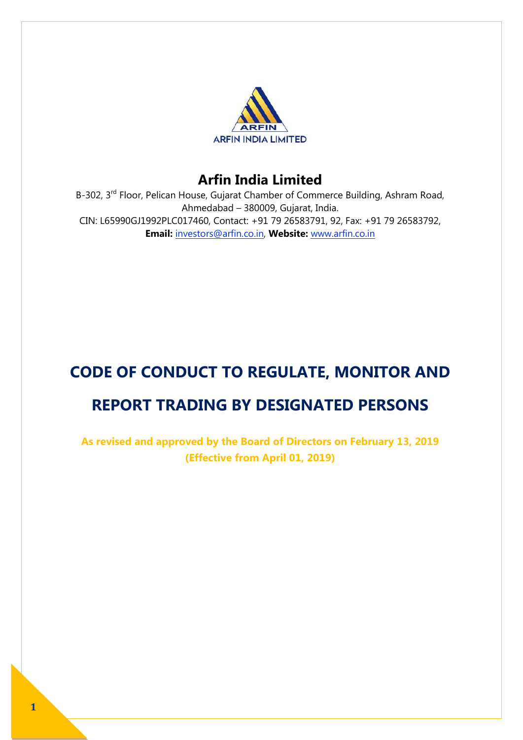# Arfin India Limited

B-302, 3rd Floor, Pelican House, Gujarat Chamber of Commerce Building, Ashram Road, Ahmedabad – 380009, Gujarat, India.
CIN: L65990GJ1992PLC017460, Contact: +91 79 26583791, 92, Fax: +91 79 26583792,
**Email:** investors@arfin.co.in, **Website:** www.arfin.co.in

# CODE OF CONDUCT TO REGULATE, MONITOR AND REPORT TRADING BY DESIGNATED PERSONS

**As revised and approved by the Board of Directors on February 13, 2019**
**(Effective from April 01, 2019)**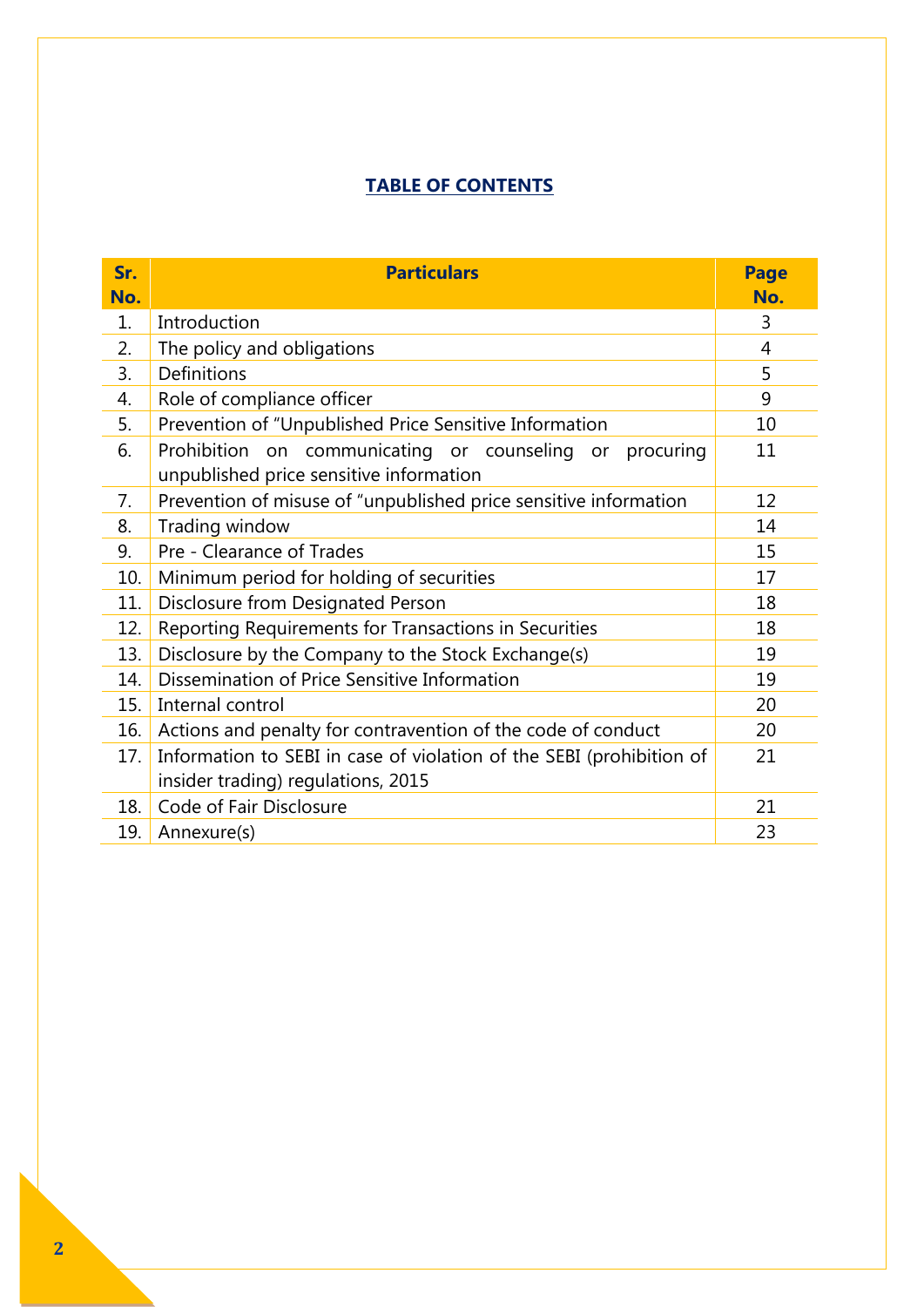## TABLE OF CONTENTS

| Sr. No. | Particulars | Page No. |
|---|---|---|
| 1. | Introduction | 3 |
| 2. | The policy and obligations | 4 |
| 3. | Definitions | 5 |
| 4. | Role of compliance officer | 9 |
| 5. | Prevention of "Unpublished Price Sensitive Information | 10 |
| 6. | Prohibition on communicating or counseling or procuring unpublished price sensitive information | 11 |
| 7. | Prevention of misuse of "unpublished price sensitive information | 12 |
| 8. | Trading window | 14 |
| 9. | Pre - Clearance of Trades | 15 |
| 10. | Minimum period for holding of securities | 17 |
| 11. | Disclosure from Designated Person | 18 |
| 12. | Reporting Requirements for Transactions in Securities | 18 |
| 13. | Disclosure by the Company to the Stock Exchange(s) | 19 |
| 14. | Dissemination of Price Sensitive Information | 19 |
| 15. | Internal control | 20 |
| 16. | Actions and penalty for contravention of the code of conduct | 20 |
| 17. | Information to SEBI in case of violation of the SEBI (prohibition of insider trading) regulations, 2015 | 21 |
| 18. | Code of Fair Disclosure | 21 |
| 19. | Annexure(s) | 23 |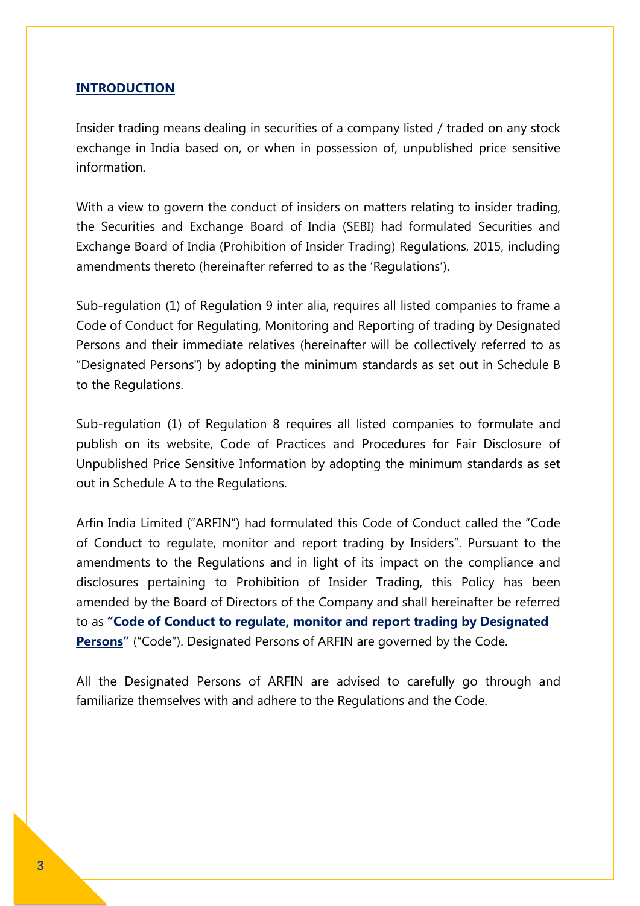## INTRODUCTION

Insider trading means dealing in securities of a company listed / traded on any stock exchange in India based on, or when in possession of, unpublished price sensitive information.

With a view to govern the conduct of insiders on matters relating to insider trading, the Securities and Exchange Board of India (SEBI) had formulated Securities and Exchange Board of India (Prohibition of Insider Trading) Regulations, 2015, including amendments thereto (hereinafter referred to as the 'Regulations').

Sub-regulation (1) of Regulation 9 inter alia, requires all listed companies to frame a Code of Conduct for Regulating, Monitoring and Reporting of trading by Designated Persons and their immediate relatives (hereinafter will be collectively referred to as "Designated Persons") by adopting the minimum standards as set out in Schedule B to the Regulations.

Sub-regulation (1) of Regulation 8 requires all listed companies to formulate and publish on its website, Code of Practices and Procedures for Fair Disclosure of Unpublished Price Sensitive Information by adopting the minimum standards as set out in Schedule A to the Regulations.

Arfin India Limited ("ARFIN") had formulated this Code of Conduct called the "Code of Conduct to regulate, monitor and report trading by Insiders". Pursuant to the amendments to the Regulations and in light of its impact on the compliance and disclosures pertaining to Prohibition of Insider Trading, this Policy has been amended by the Board of Directors of the Company and shall hereinafter be referred to as **"Code of Conduct to regulate, monitor and report trading by Designated Persons"** ("Code"). Designated Persons of ARFIN are governed by the Code.

All the Designated Persons of ARFIN are advised to carefully go through and familiarize themselves with and adhere to the Regulations and the Code.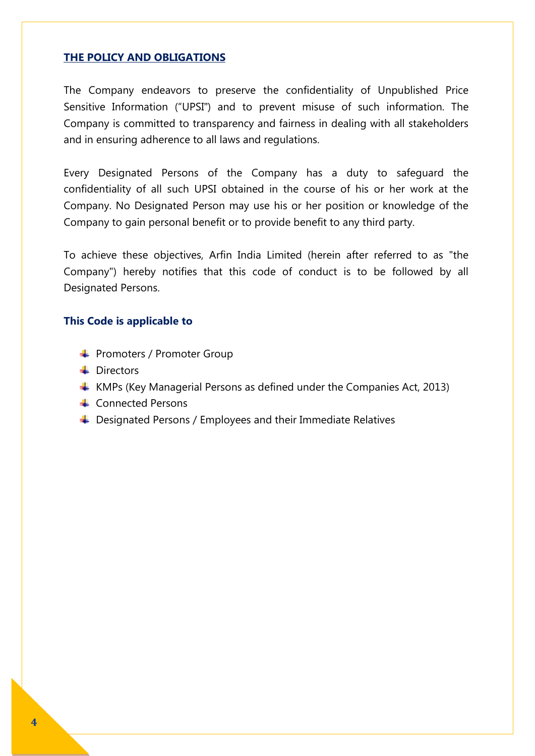## THE POLICY AND OBLIGATIONS

The Company endeavors to preserve the confidentiality of Unpublished Price Sensitive Information ("UPSI") and to prevent misuse of such information. The Company is committed to transparency and fairness in dealing with all stakeholders and in ensuring adherence to all laws and regulations.

Every Designated Persons of the Company has a duty to safeguard the confidentiality of all such UPSI obtained in the course of his or her work at the Company. No Designated Person may use his or her position or knowledge of the Company to gain personal benefit or to provide benefit to any third party.

To achieve these objectives, Arfin India Limited (herein after referred to as "the Company") hereby notifies that this code of conduct is to be followed by all Designated Persons.

### This Code is applicable to

- Promoters / Promoter Group
- Directors
- KMPs (Key Managerial Persons as defined under the Companies Act, 2013)
- Connected Persons
- Designated Persons / Employees and their Immediate Relatives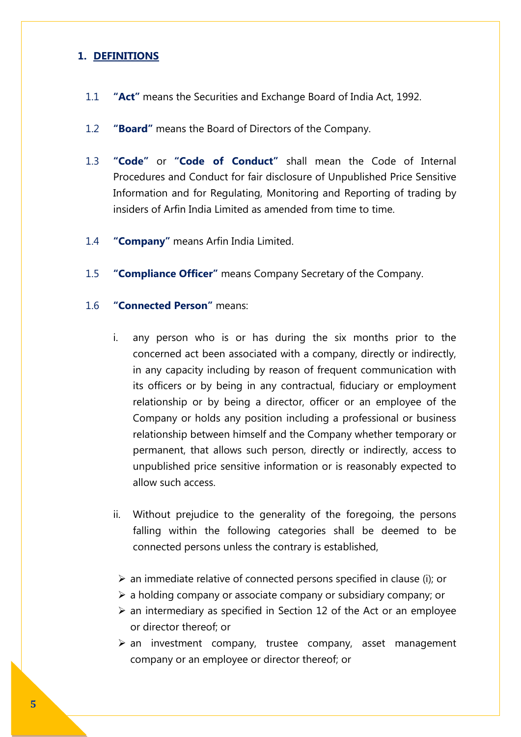## 1. DEFINITIONS

1.1 **"Act"** means the Securities and Exchange Board of India Act, 1992.

1.2 **"Board"** means the Board of Directors of the Company.

1.3 **"Code"** or **"Code of Conduct"** shall mean the Code of Internal Procedures and Conduct for fair disclosure of Unpublished Price Sensitive Information and for Regulating, Monitoring and Reporting of trading by insiders of Arfin India Limited as amended from time to time.

1.4 **"Company"** means Arfin India Limited.

1.5 **"Compliance Officer"** means Company Secretary of the Company.

1.6 **"Connected Person"** means:

i. any person who is or has during the six months prior to the concerned act been associated with a company, directly or indirectly, in any capacity including by reason of frequent communication with its officers or by being in any contractual, fiduciary or employment relationship or by being a director, officer or an employee of the Company or holds any position including a professional or business relationship between himself and the Company whether temporary or permanent, that allows such person, directly or indirectly, access to unpublished price sensitive information or is reasonably expected to allow such access.

ii. Without prejudice to the generality of the foregoing, the persons falling within the following categories shall be deemed to be connected persons unless the contrary is established,

- an immediate relative of connected persons specified in clause (i); or
- a holding company or associate company or subsidiary company; or
- an intermediary as specified in Section 12 of the Act or an employee or director thereof; or
- an investment company, trustee company, asset management company or an employee or director thereof; or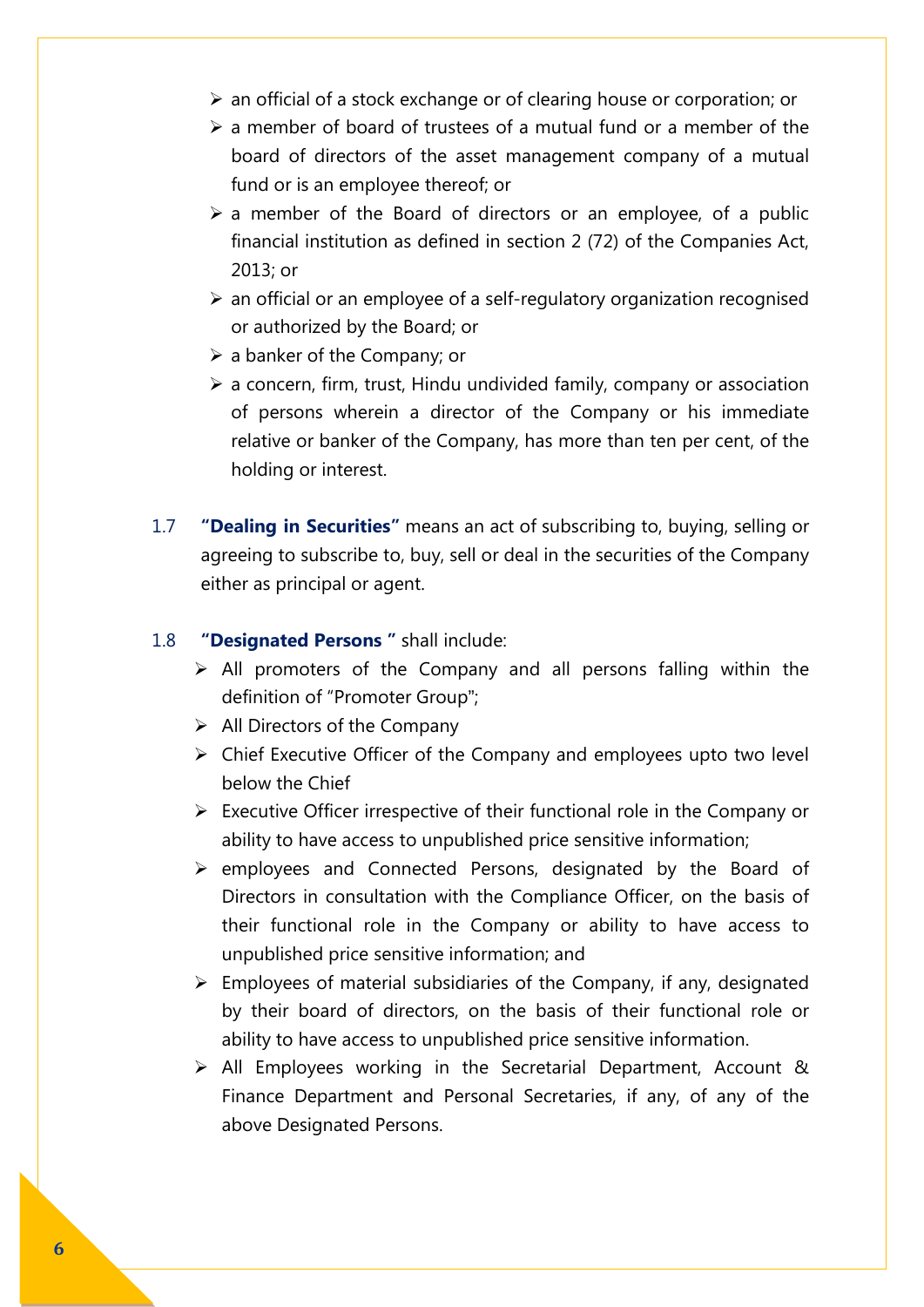- an official of a stock exchange or of clearing house or corporation; or
- a member of board of trustees of a mutual fund or a member of the board of directors of the asset management company of a mutual fund or is an employee thereof; or
- a member of the Board of directors or an employee, of a public financial institution as defined in section 2 (72) of the Companies Act, 2013; or
- an official or an employee of a self-regulatory organization recognised or authorized by the Board; or
- a banker of the Company; or
- a concern, firm, trust, Hindu undivided family, company or association of persons wherein a director of the Company or his immediate relative or banker of the Company, has more than ten per cent, of the holding or interest.

1.7 **"Dealing in Securities"** means an act of subscribing to, buying, selling or agreeing to subscribe to, buy, sell or deal in the securities of the Company either as principal or agent.

1.8 **"Designated Persons "** shall include:

- All promoters of the Company and all persons falling within the definition of "Promoter Group";
- All Directors of the Company
- Chief Executive Officer of the Company and employees upto two level below the Chief
- Executive Officer irrespective of their functional role in the Company or ability to have access to unpublished price sensitive information;
- employees and Connected Persons, designated by the Board of Directors in consultation with the Compliance Officer, on the basis of their functional role in the Company or ability to have access to unpublished price sensitive information; and
- Employees of material subsidiaries of the Company, if any, designated by their board of directors, on the basis of their functional role or ability to have access to unpublished price sensitive information.
- All Employees working in the Secretarial Department, Account & Finance Department and Personal Secretaries, if any, of any of the above Designated Persons.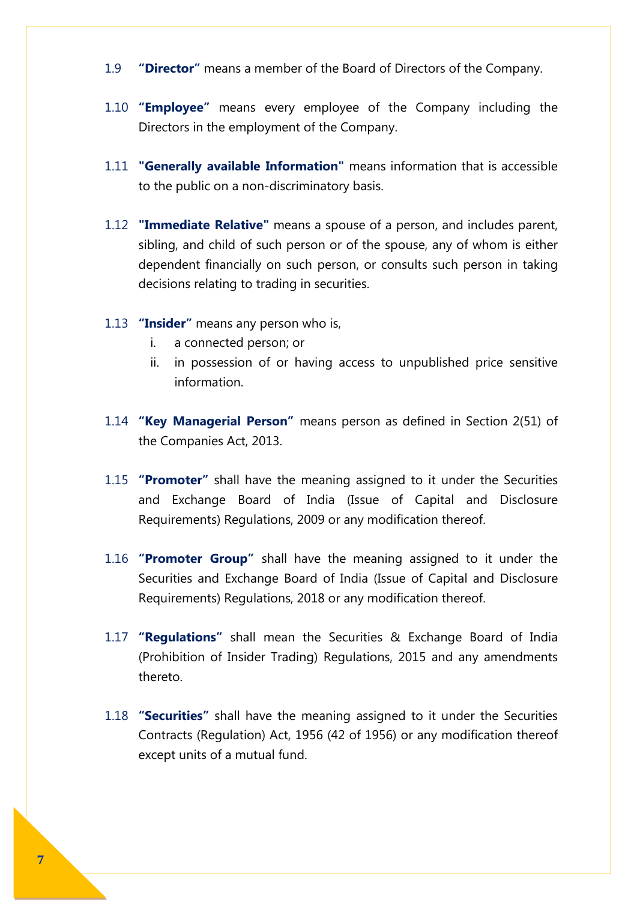1.9 **"Director"** means a member of the Board of Directors of the Company.

1.10 **"Employee"** means every employee of the Company including the Directors in the employment of the Company.

1.11 **"Generally available Information"** means information that is accessible to the public on a non-discriminatory basis.

1.12 **"Immediate Relative"** means a spouse of a person, and includes parent, sibling, and child of such person or of the spouse, any of whom is either dependent financially on such person, or consults such person in taking decisions relating to trading in securities.

1.13 **"Insider"** means any person who is,

   i. a connected person; or
   ii. in possession of or having access to unpublished price sensitive information.

1.14 **"Key Managerial Person"** means person as defined in Section 2(51) of the Companies Act, 2013.

1.15 **"Promoter"** shall have the meaning assigned to it under the Securities and Exchange Board of India (Issue of Capital and Disclosure Requirements) Regulations, 2009 or any modification thereof.

1.16 **"Promoter Group"** shall have the meaning assigned to it under the Securities and Exchange Board of India (Issue of Capital and Disclosure Requirements) Regulations, 2018 or any modification thereof.

1.17 **"Regulations"** shall mean the Securities & Exchange Board of India (Prohibition of Insider Trading) Regulations, 2015 and any amendments thereto.

1.18 **"Securities"** shall have the meaning assigned to it under the Securities Contracts (Regulation) Act, 1956 (42 of 1956) or any modification thereof except units of a mutual fund.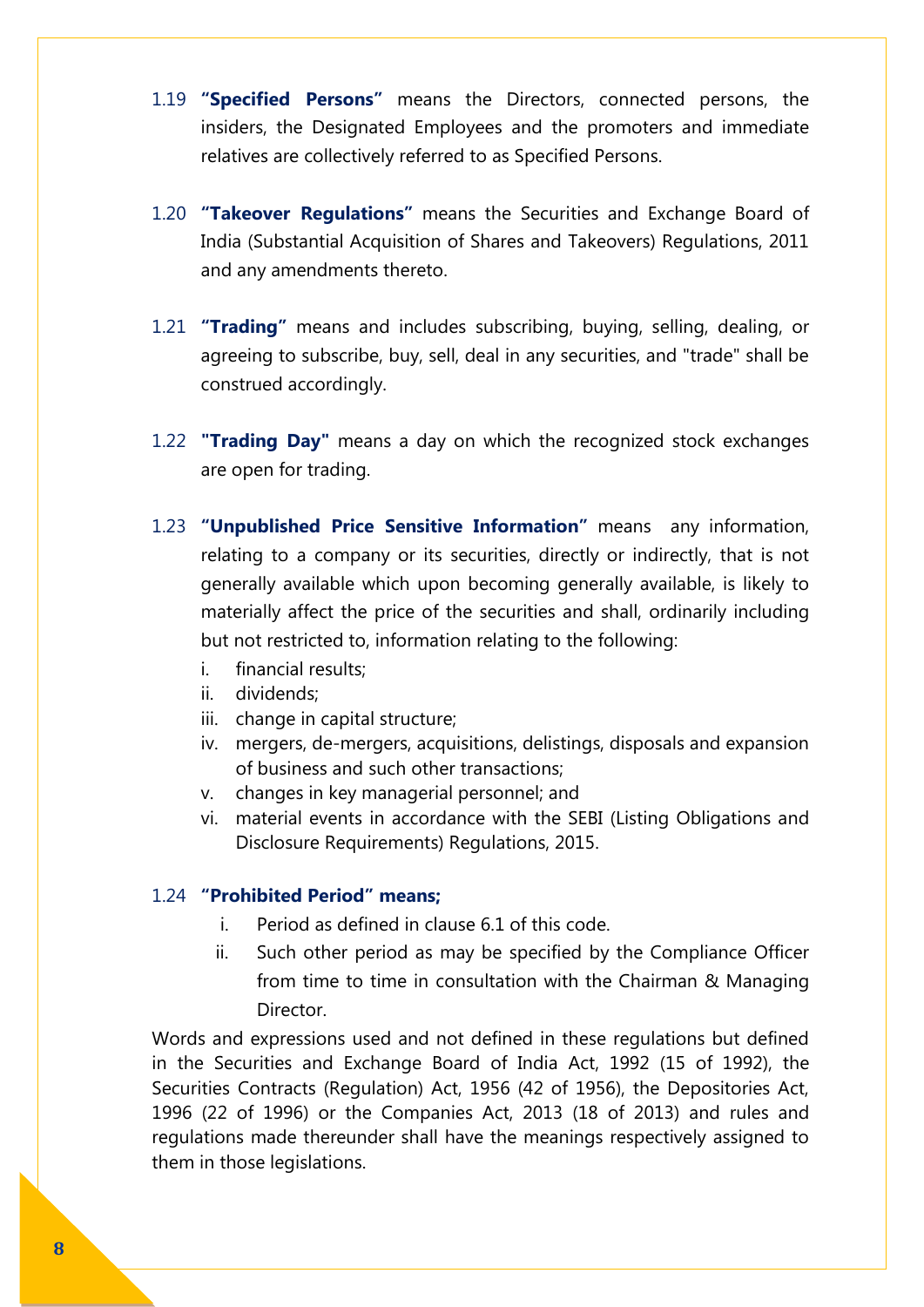1.19 **"Specified Persons"** means the Directors, connected persons, the insiders, the Designated Employees and the promoters and immediate relatives are collectively referred to as Specified Persons.

1.20 **"Takeover Regulations"** means the Securities and Exchange Board of India (Substantial Acquisition of Shares and Takeovers) Regulations, 2011 and any amendments thereto.

1.21 **"Trading"** means and includes subscribing, buying, selling, dealing, or agreeing to subscribe, buy, sell, deal in any securities, and "trade" shall be construed accordingly.

1.22 **"Trading Day"** means a day on which the recognized stock exchanges are open for trading.

1.23 **"Unpublished Price Sensitive Information"** means any information, relating to a company or its securities, directly or indirectly, that is not generally available which upon becoming generally available, is likely to materially affect the price of the securities and shall, ordinarily including but not restricted to, information relating to the following:

i. financial results;
ii. dividends;
iii. change in capital structure;
iv. mergers, de-mergers, acquisitions, delistings, disposals and expansion of business and such other transactions;
v. changes in key managerial personnel; and
vi. material events in accordance with the SEBI (Listing Obligations and Disclosure Requirements) Regulations, 2015.

1.24 **"Prohibited Period" means;**

i. Period as defined in clause 6.1 of this code.
ii. Such other period as may be specified by the Compliance Officer from time to time in consultation with the Chairman & Managing Director.

Words and expressions used and not defined in these regulations but defined in the Securities and Exchange Board of India Act, 1992 (15 of 1992), the Securities Contracts (Regulation) Act, 1956 (42 of 1956), the Depositories Act, 1996 (22 of 1996) or the Companies Act, 2013 (18 of 2013) and rules and regulations made thereunder shall have the meanings respectively assigned to them in those legislations.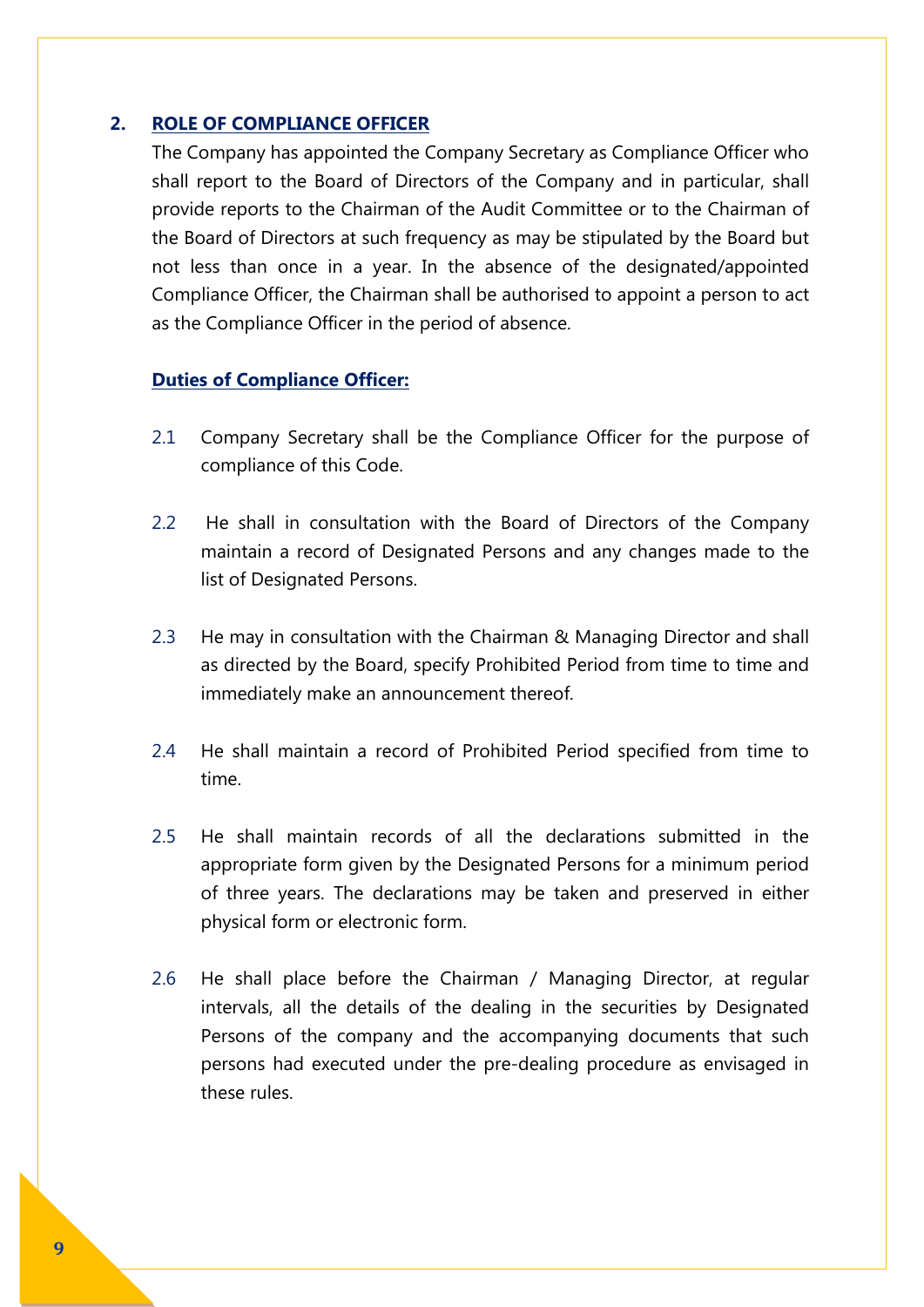## 2. <u>ROLE OF COMPLIANCE OFFICER</u>

The Company has appointed the Company Secretary as Compliance Officer who shall report to the Board of Directors of the Company and in particular, shall provide reports to the Chairman of the Audit Committee or to the Chairman of the Board of Directors at such frequency as may be stipulated by the Board but not less than once in a year. In the absence of the designated/appointed Compliance Officer, the Chairman shall be authorised to appoint a person to act as the Compliance Officer in the period of absence.

**<u>Duties of Compliance Officer:</u>**

2.1 Company Secretary shall be the Compliance Officer for the purpose of compliance of this Code.

2.2 He shall in consultation with the Board of Directors of the Company maintain a record of Designated Persons and any changes made to the list of Designated Persons.

2.3 He may in consultation with the Chairman & Managing Director and shall as directed by the Board, specify Prohibited Period from time to time and immediately make an announcement thereof.

2.4 He shall maintain a record of Prohibited Period specified from time to time.

2.5 He shall maintain records of all the declarations submitted in the appropriate form given by the Designated Persons for a minimum period of three years. The declarations may be taken and preserved in either physical form or electronic form.

2.6 He shall place before the Chairman / Managing Director, at regular intervals, all the details of the dealing in the securities by Designated Persons of the company and the accompanying documents that such persons had executed under the pre-dealing procedure as envisaged in these rules.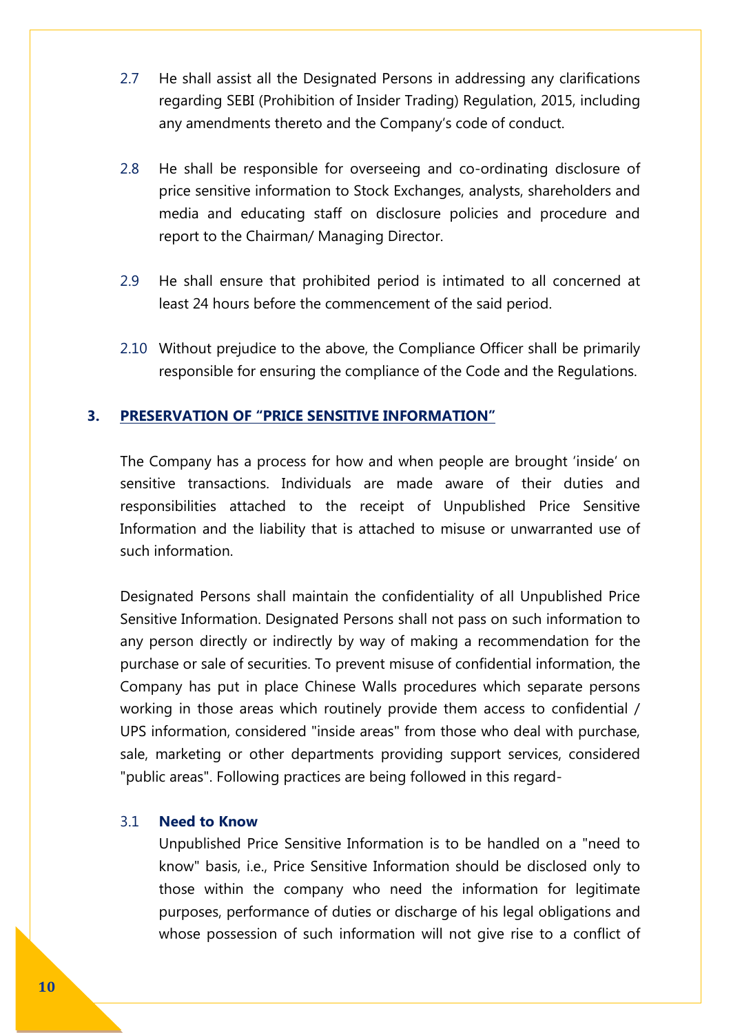2.7 He shall assist all the Designated Persons in addressing any clarifications regarding SEBI (Prohibition of Insider Trading) Regulation, 2015, including any amendments thereto and the Company's code of conduct.

2.8 He shall be responsible for overseeing and co-ordinating disclosure of price sensitive information to Stock Exchanges, analysts, shareholders and media and educating staff on disclosure policies and procedure and report to the Chairman/ Managing Director.

2.9 He shall ensure that prohibited period is intimated to all concerned at least 24 hours before the commencement of the said period.

2.10 Without prejudice to the above, the Compliance Officer shall be primarily responsible for ensuring the compliance of the Code and the Regulations.

## 3. PRESERVATION OF "PRICE SENSITIVE INFORMATION"

The Company has a process for how and when people are brought 'inside' on sensitive transactions. Individuals are made aware of their duties and responsibilities attached to the receipt of Unpublished Price Sensitive Information and the liability that is attached to misuse or unwarranted use of such information.

Designated Persons shall maintain the confidentiality of all Unpublished Price Sensitive Information. Designated Persons shall not pass on such information to any person directly or indirectly by way of making a recommendation for the purchase or sale of securities. To prevent misuse of confidential information, the Company has put in place Chinese Walls procedures which separate persons working in those areas which routinely provide them access to confidential / UPS information, considered "inside areas" from those who deal with purchase, sale, marketing or other departments providing support services, considered "public areas". Following practices are being followed in this regard-

### 3.1 Need to Know

Unpublished Price Sensitive Information is to be handled on a "need to know" basis, i.e., Price Sensitive Information should be disclosed only to those within the company who need the information for legitimate purposes, performance of duties or discharge of his legal obligations and whose possession of such information will not give rise to a conflict of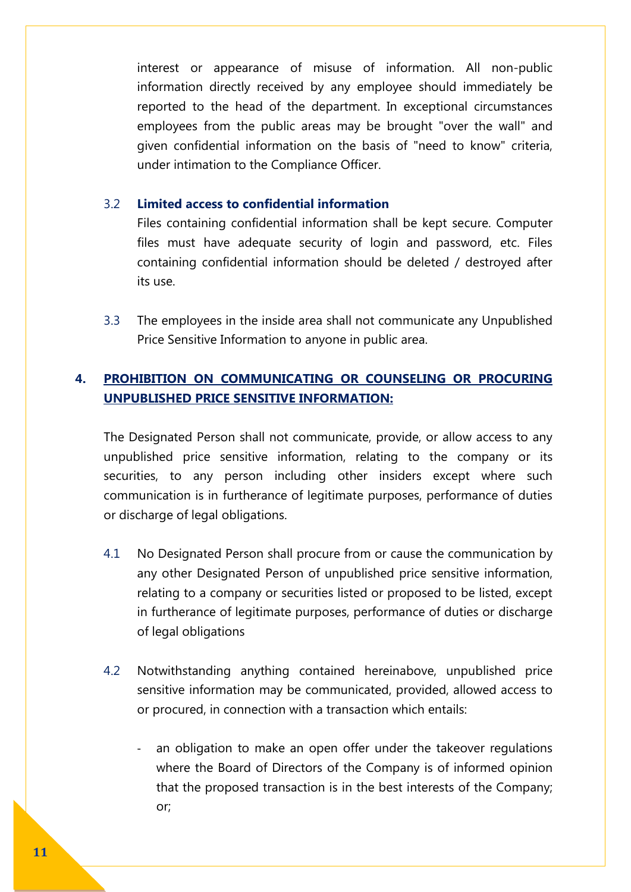interest or appearance of misuse of information. All non-public information directly received by any employee should immediately be reported to the head of the department. In exceptional circumstances employees from the public areas may be brought "over the wall" and given confidential information on the basis of "need to know" criteria, under intimation to the Compliance Officer.

3.2 **Limited access to confidential information**

Files containing confidential information shall be kept secure. Computer files must have adequate security of login and password, etc. Files containing confidential information should be deleted / destroyed after its use.

3.3 The employees in the inside area shall not communicate any Unpublished Price Sensitive Information to anyone in public area.

## 4. PROHIBITION ON COMMUNICATING OR COUNSELING OR PROCURING UNPUBLISHED PRICE SENSITIVE INFORMATION:

The Designated Person shall not communicate, provide, or allow access to any unpublished price sensitive information, relating to the company or its securities, to any person including other insiders except where such communication is in furtherance of legitimate purposes, performance of duties or discharge of legal obligations.

4.1 No Designated Person shall procure from or cause the communication by any other Designated Person of unpublished price sensitive information, relating to a company or securities listed or proposed to be listed, except in furtherance of legitimate purposes, performance of duties or discharge of legal obligations

4.2 Notwithstanding anything contained hereinabove, unpublished price sensitive information may be communicated, provided, allowed access to or procured, in connection with a transaction which entails:

- an obligation to make an open offer under the takeover regulations where the Board of Directors of the Company is of informed opinion that the proposed transaction is in the best interests of the Company; or;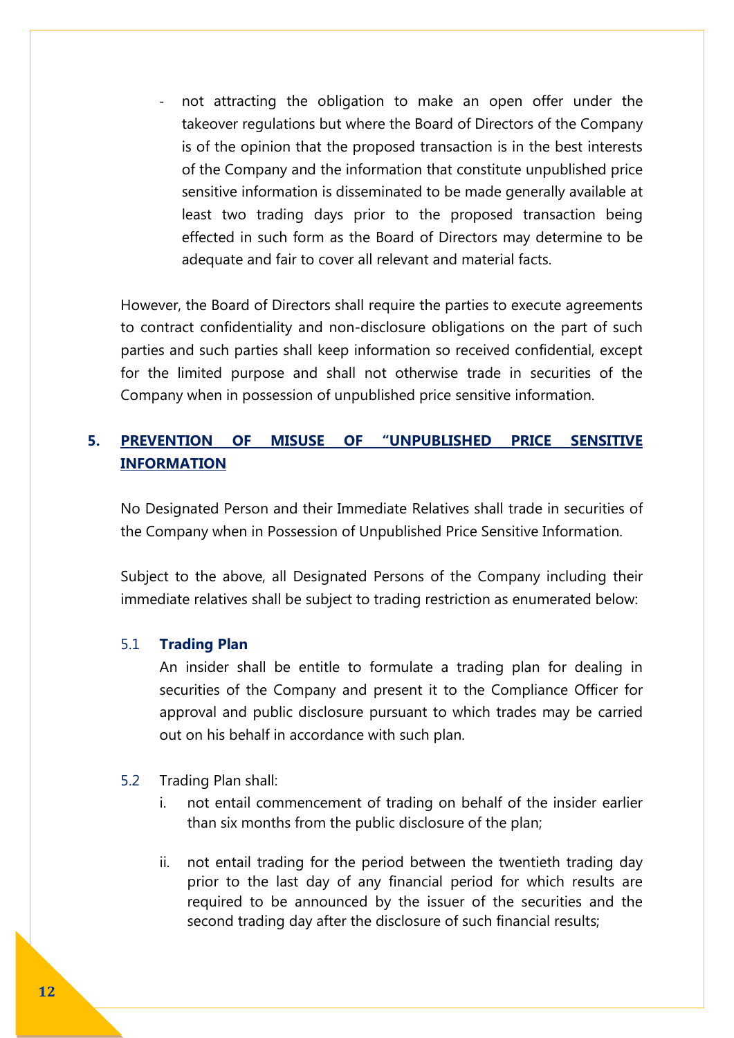- not attracting the obligation to make an open offer under the takeover regulations but where the Board of Directors of the Company is of the opinion that the proposed transaction is in the best interests of the Company and the information that constitute unpublished price sensitive information is disseminated to be made generally available at least two trading days prior to the proposed transaction being effected in such form as the Board of Directors may determine to be adequate and fair to cover all relevant and material facts.

However, the Board of Directors shall require the parties to execute agreements to contract confidentiality and non-disclosure obligations on the part of such parties and such parties shall keep information so received confidential, except for the limited purpose and shall not otherwise trade in securities of the Company when in possession of unpublished price sensitive information.

## 5. PREVENTION OF MISUSE OF "UNPUBLISHED PRICE SENSITIVE INFORMATION

No Designated Person and their Immediate Relatives shall trade in securities of the Company when in Possession of Unpublished Price Sensitive Information.

Subject to the above, all Designated Persons of the Company including their immediate relatives shall be subject to trading restriction as enumerated below:

5.1 **Trading Plan**

An insider shall be entitle to formulate a trading plan for dealing in securities of the Company and present it to the Compliance Officer for approval and public disclosure pursuant to which trades may be carried out on his behalf in accordance with such plan.

5.2 Trading Plan shall:

i. not entail commencement of trading on behalf of the insider earlier than six months from the public disclosure of the plan;

ii. not entail trading for the period between the twentieth trading day prior to the last day of any financial period for which results are required to be announced by the issuer of the securities and the second trading day after the disclosure of such financial results;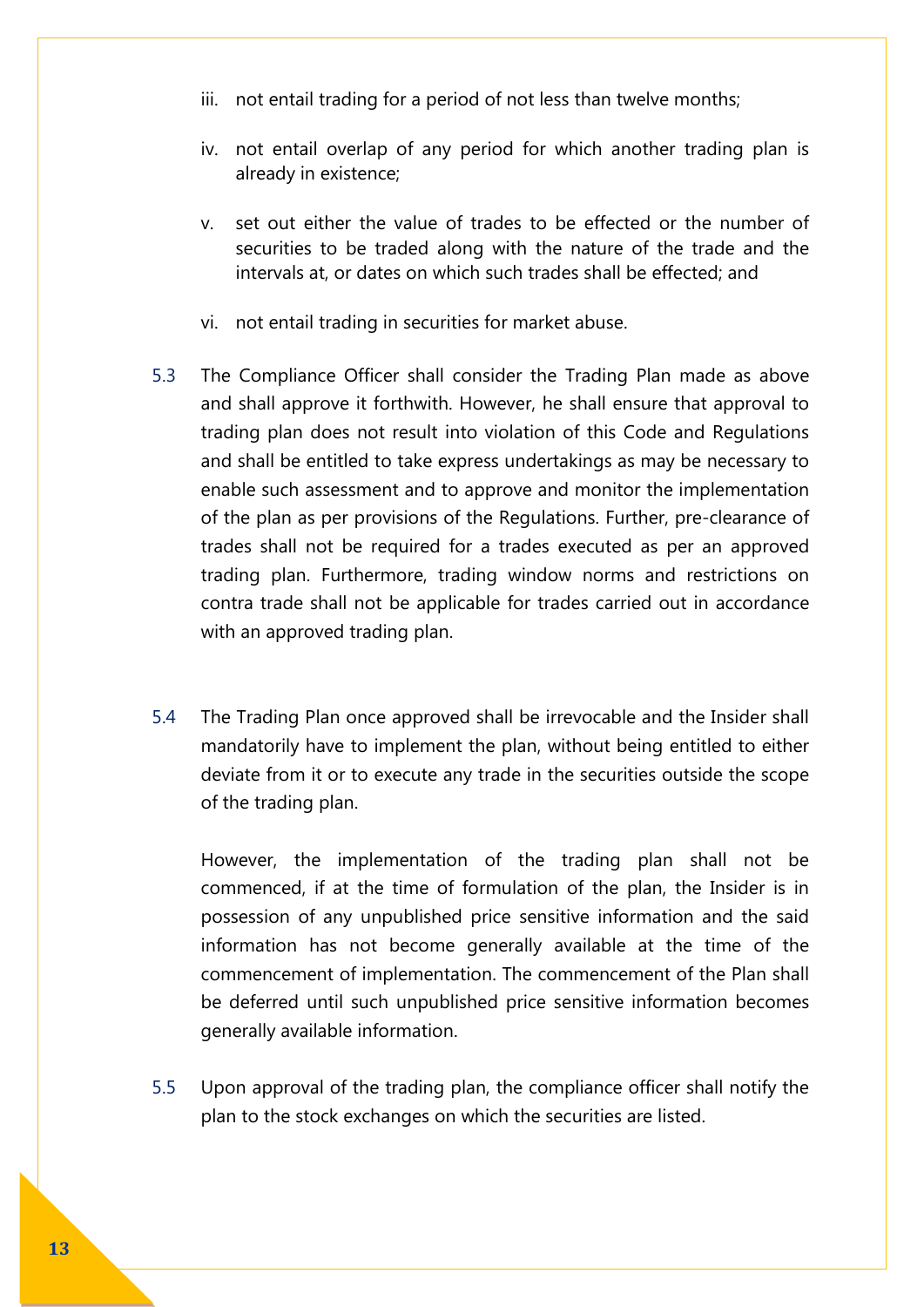iii. not entail trading for a period of not less than twelve months;

iv. not entail overlap of any period for which another trading plan is already in existence;

v. set out either the value of trades to be effected or the number of securities to be traded along with the nature of the trade and the intervals at, or dates on which such trades shall be effected; and

vi. not entail trading in securities for market abuse.

5.3 The Compliance Officer shall consider the Trading Plan made as above and shall approve it forthwith. However, he shall ensure that approval to trading plan does not result into violation of this Code and Regulations and shall be entitled to take express undertakings as may be necessary to enable such assessment and to approve and monitor the implementation of the plan as per provisions of the Regulations. Further, pre-clearance of trades shall not be required for a trades executed as per an approved trading plan. Furthermore, trading window norms and restrictions on contra trade shall not be applicable for trades carried out in accordance with an approved trading plan.

5.4 The Trading Plan once approved shall be irrevocable and the Insider shall mandatorily have to implement the plan, without being entitled to either deviate from it or to execute any trade in the securities outside the scope of the trading plan.

However, the implementation of the trading plan shall not be commenced, if at the time of formulation of the plan, the Insider is in possession of any unpublished price sensitive information and the said information has not become generally available at the time of the commencement of implementation. The commencement of the Plan shall be deferred until such unpublished price sensitive information becomes generally available information.

5.5 Upon approval of the trading plan, the compliance officer shall notify the plan to the stock exchanges on which the securities are listed.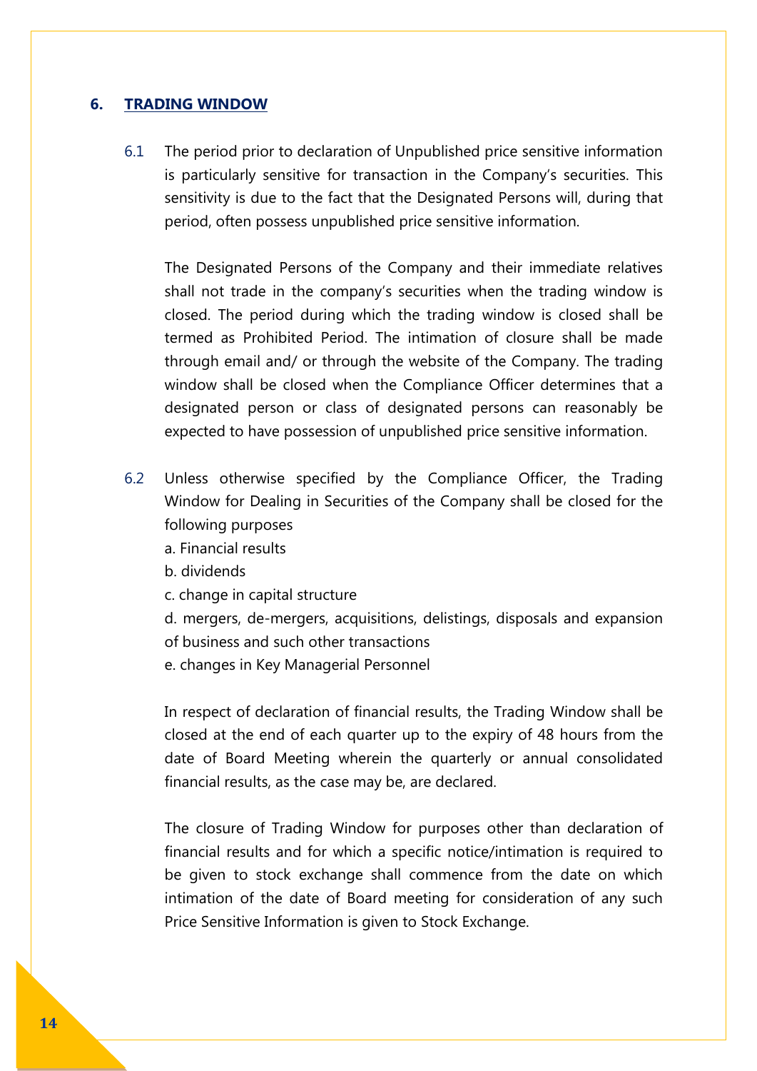## 6. TRADING WINDOW

6.1 The period prior to declaration of Unpublished price sensitive information is particularly sensitive for transaction in the Company's securities. This sensitivity is due to the fact that the Designated Persons will, during that period, often possess unpublished price sensitive information.

The Designated Persons of the Company and their immediate relatives shall not trade in the company's securities when the trading window is closed. The period during which the trading window is closed shall be termed as Prohibited Period. The intimation of closure shall be made through email and/ or through the website of the Company. The trading window shall be closed when the Compliance Officer determines that a designated person or class of designated persons can reasonably be expected to have possession of unpublished price sensitive information.

6.2 Unless otherwise specified by the Compliance Officer, the Trading Window for Dealing in Securities of the Company shall be closed for the following purposes

a. Financial results

b. dividends

c. change in capital structure

d. mergers, de-mergers, acquisitions, delistings, disposals and expansion of business and such other transactions

e. changes in Key Managerial Personnel

In respect of declaration of financial results, the Trading Window shall be closed at the end of each quarter up to the expiry of 48 hours from the date of Board Meeting wherein the quarterly or annual consolidated financial results, as the case may be, are declared.

The closure of Trading Window for purposes other than declaration of financial results and for which a specific notice/intimation is required to be given to stock exchange shall commence from the date on which intimation of the date of Board meeting for consideration of any such Price Sensitive Information is given to Stock Exchange.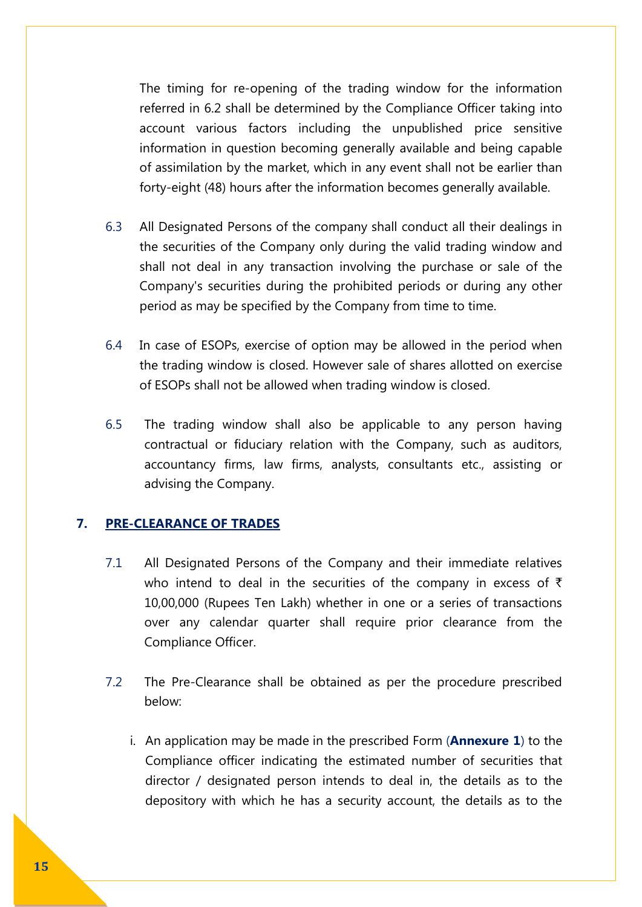The timing for re-opening of the trading window for the information referred in 6.2 shall be determined by the Compliance Officer taking into account various factors including the unpublished price sensitive information in question becoming generally available and being capable of assimilation by the market, which in any event shall not be earlier than forty-eight (48) hours after the information becomes generally available.

6.3 All Designated Persons of the company shall conduct all their dealings in the securities of the Company only during the valid trading window and shall not deal in any transaction involving the purchase or sale of the Company's securities during the prohibited periods or during any other period as may be specified by the Company from time to time.

6.4 In case of ESOPs, exercise of option may be allowed in the period when the trading window is closed. However sale of shares allotted on exercise of ESOPs shall not be allowed when trading window is closed.

6.5 The trading window shall also be applicable to any person having contractual or fiduciary relation with the Company, such as auditors, accountancy firms, law firms, analysts, consultants etc., assisting or advising the Company.

## 7. PRE-CLEARANCE OF TRADES

7.1 All Designated Persons of the Company and their immediate relatives who intend to deal in the securities of the company in excess of ₹ 10,00,000 (Rupees Ten Lakh) whether in one or a series of transactions over any calendar quarter shall require prior clearance from the Compliance Officer.

7.2 The Pre-Clearance shall be obtained as per the procedure prescribed below:

i. An application may be made in the prescribed Form (**Annexure 1**) to the Compliance officer indicating the estimated number of securities that director / designated person intends to deal in, the details as to the depository with which he has a security account, the details as to the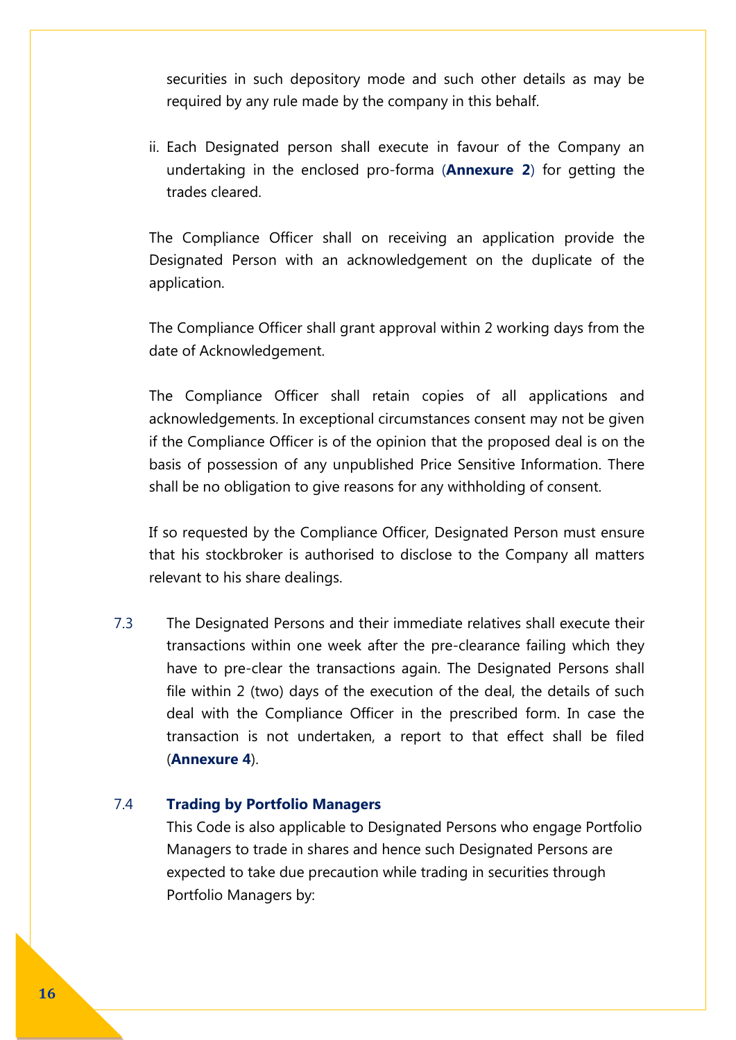securities in such depository mode and such other details as may be required by any rule made by the company in this behalf.

ii. Each Designated person shall execute in favour of the Company an undertaking in the enclosed pro-forma (**Annexure 2**) for getting the trades cleared.

The Compliance Officer shall on receiving an application provide the Designated Person with an acknowledgement on the duplicate of the application.

The Compliance Officer shall grant approval within 2 working days from the date of Acknowledgement.

The Compliance Officer shall retain copies of all applications and acknowledgements. In exceptional circumstances consent may not be given if the Compliance Officer is of the opinion that the proposed deal is on the basis of possession of any unpublished Price Sensitive Information. There shall be no obligation to give reasons for any withholding of consent.

If so requested by the Compliance Officer, Designated Person must ensure that his stockbroker is authorised to disclose to the Company all matters relevant to his share dealings.

7.3 The Designated Persons and their immediate relatives shall execute their transactions within one week after the pre-clearance failing which they have to pre-clear the transactions again. The Designated Persons shall file within 2 (two) days of the execution of the deal, the details of such deal with the Compliance Officer in the prescribed form. In case the transaction is not undertaken, a report to that effect shall be filed (**Annexure 4**).

7.4 **Trading by Portfolio Managers**

This Code is also applicable to Designated Persons who engage Portfolio Managers to trade in shares and hence such Designated Persons are expected to take due precaution while trading in securities through Portfolio Managers by: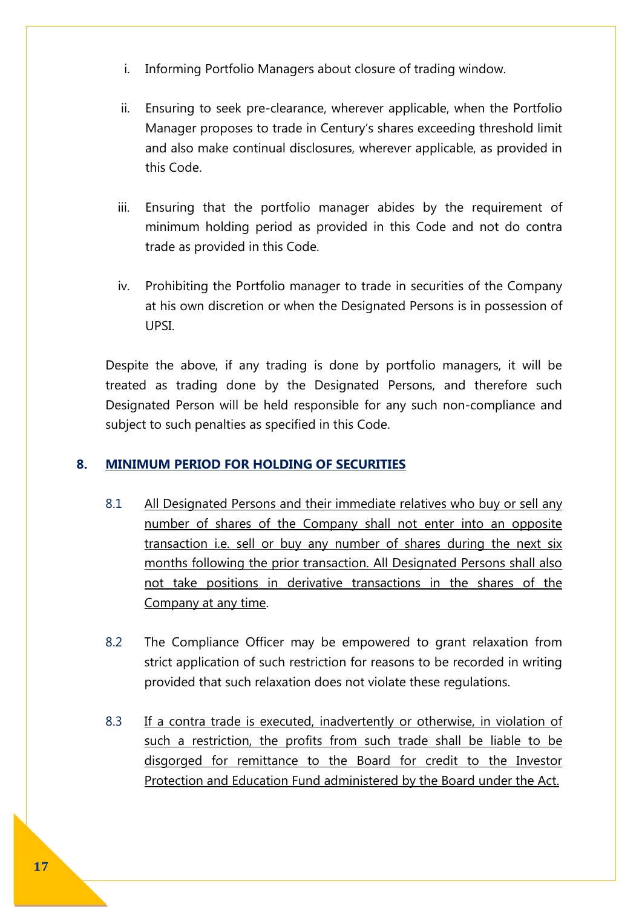i. Informing Portfolio Managers about closure of trading window.

ii. Ensuring to seek pre-clearance, wherever applicable, when the Portfolio Manager proposes to trade in Century's shares exceeding threshold limit and also make continual disclosures, wherever applicable, as provided in this Code.

iii. Ensuring that the portfolio manager abides by the requirement of minimum holding period as provided in this Code and not do contra trade as provided in this Code.

iv. Prohibiting the Portfolio manager to trade in securities of the Company at his own discretion or when the Designated Persons is in possession of UPSI.

Despite the above, if any trading is done by portfolio managers, it will be treated as trading done by the Designated Persons, and therefore such Designated Person will be held responsible for any such non-compliance and subject to such penalties as specified in this Code.

## 8. MINIMUM PERIOD FOR HOLDING OF SECURITIES

8.1 <u>All Designated Persons and their immediate relatives who buy or sell any number of shares of the Company shall not enter into an opposite transaction i.e. sell or buy any number of shares during the next six months following the prior transaction. All Designated Persons shall also not take positions in derivative transactions in the shares of the Company at any time</u>.

8.2 The Compliance Officer may be empowered to grant relaxation from strict application of such restriction for reasons to be recorded in writing provided that such relaxation does not violate these regulations.

8.3 <u>If a contra trade is executed, inadvertently or otherwise, in violation of such a restriction, the profits from such trade shall be liable to be disgorged for remittance to the Board for credit to the Investor Protection and Education Fund administered by the Board under the Act.</u>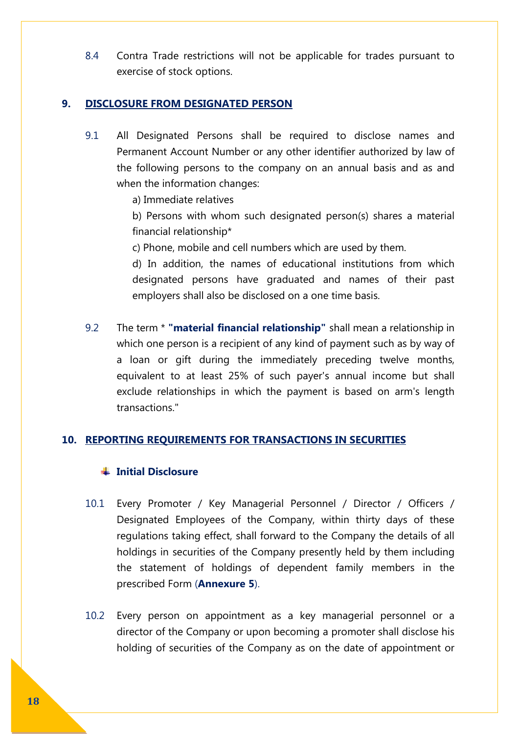8.4 Contra Trade restrictions will not be applicable for trades pursuant to exercise of stock options.

## 9. DISCLOSURE FROM DESIGNATED PERSON

9.1 All Designated Persons shall be required to disclose names and Permanent Account Number or any other identifier authorized by law of the following persons to the company on an annual basis and as and when the information changes:

a) Immediate relatives

b) Persons with whom such designated person(s) shares a material financial relationship*

c) Phone, mobile and cell numbers which are used by them.

d) In addition, the names of educational institutions from which designated persons have graduated and names of their past employers shall also be disclosed on a one time basis.

9.2 The term * **"material financial relationship"** shall mean a relationship in which one person is a recipient of any kind of payment such as by way of a loan or gift during the immediately preceding twelve months, equivalent to at least 25% of such payer's annual income but shall exclude relationships in which the payment is based on arm's length transactions."

## 10. REPORTING REQUIREMENTS FOR TRANSACTIONS IN SECURITIES

### Initial Disclosure

10.1 Every Promoter / Key Managerial Personnel / Director / Officers / Designated Employees of the Company, within thirty days of these regulations taking effect, shall forward to the Company the details of all holdings in securities of the Company presently held by them including the statement of holdings of dependent family members in the prescribed Form (**Annexure 5**).

10.2 Every person on appointment as a key managerial personnel or a director of the Company or upon becoming a promoter shall disclose his holding of securities of the Company as on the date of appointment or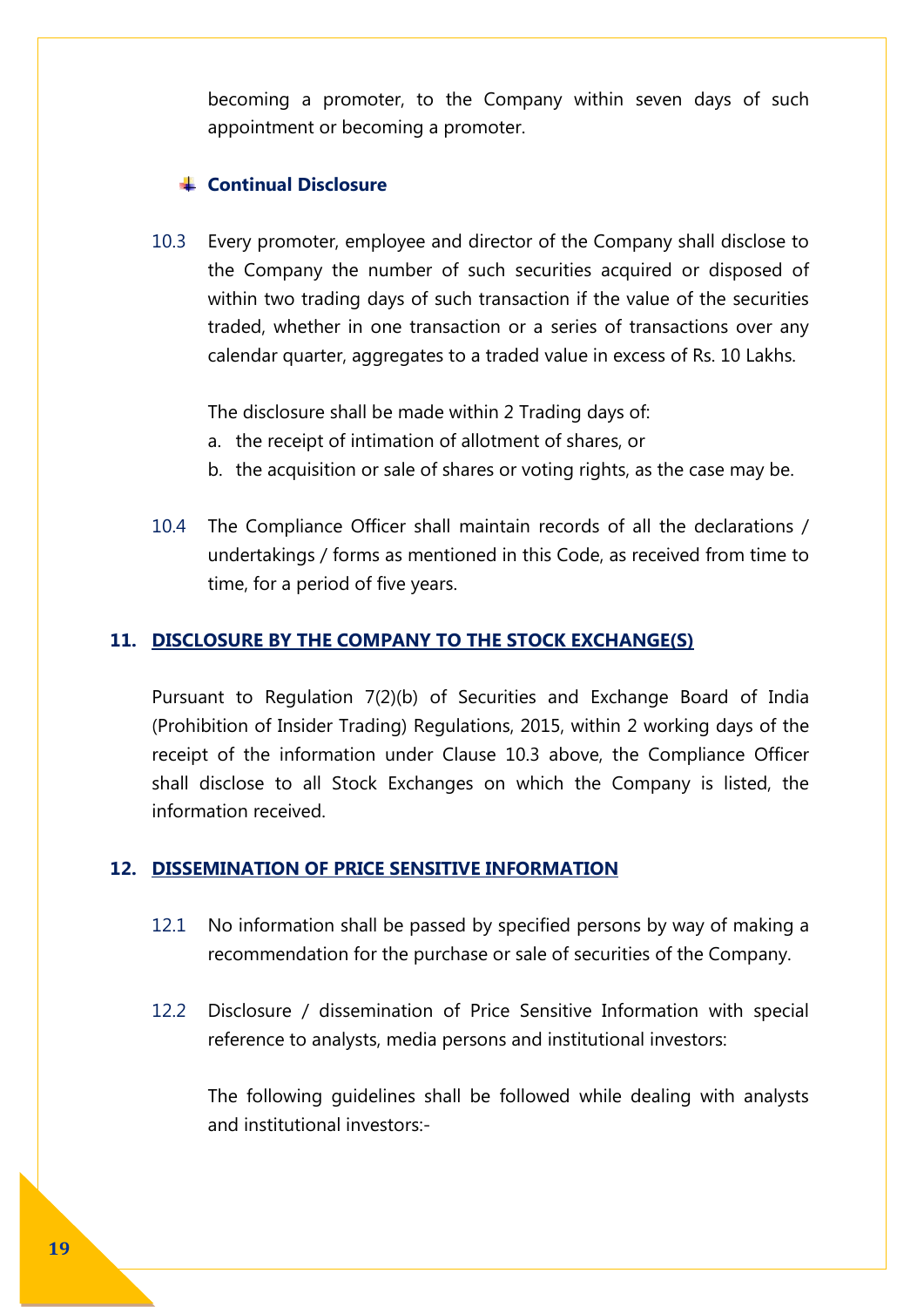becoming a promoter, to the Company within seven days of such appointment or becoming a promoter.

### Continual Disclosure

10.3 Every promoter, employee and director of the Company shall disclose to the Company the number of such securities acquired or disposed of within two trading days of such transaction if the value of the securities traded, whether in one transaction or a series of transactions over any calendar quarter, aggregates to a traded value in excess of Rs. 10 Lakhs.

The disclosure shall be made within 2 Trading days of:

a. the receipt of intimation of allotment of shares, or
b. the acquisition or sale of shares or voting rights, as the case may be.

10.4 The Compliance Officer shall maintain records of all the declarations / undertakings / forms as mentioned in this Code, as received from time to time, for a period of five years.

## 11. DISCLOSURE BY THE COMPANY TO THE STOCK EXCHANGE(S)

Pursuant to Regulation 7(2)(b) of Securities and Exchange Board of India (Prohibition of Insider Trading) Regulations, 2015, within 2 working days of the receipt of the information under Clause 10.3 above, the Compliance Officer shall disclose to all Stock Exchanges on which the Company is listed, the information received.

## 12. DISSEMINATION OF PRICE SENSITIVE INFORMATION

12.1 No information shall be passed by specified persons by way of making a recommendation for the purchase or sale of securities of the Company.

12.2 Disclosure / dissemination of Price Sensitive Information with special reference to analysts, media persons and institutional investors:

The following guidelines shall be followed while dealing with analysts and institutional investors:-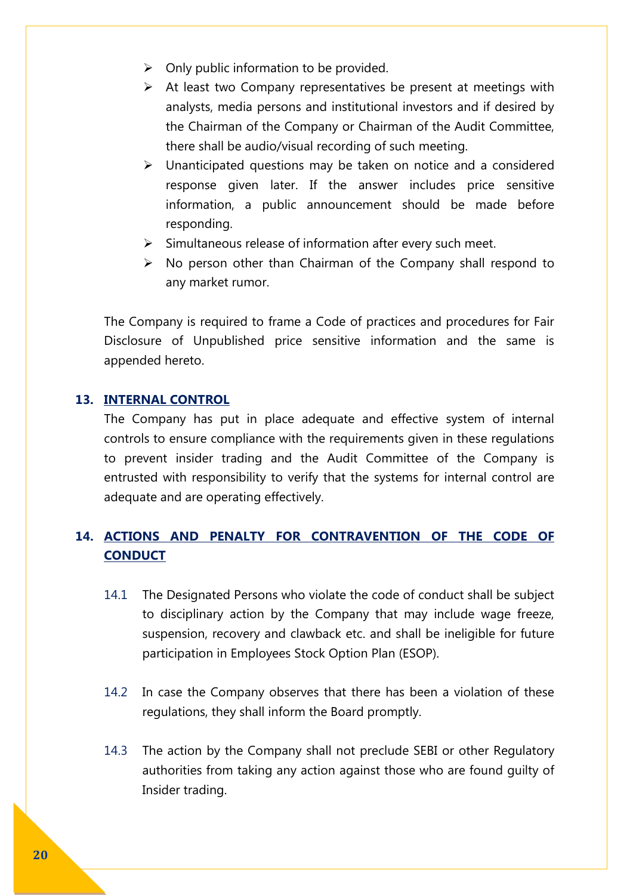- Only public information to be provided.
- At least two Company representatives be present at meetings with analysts, media persons and institutional investors and if desired by the Chairman of the Company or Chairman of the Audit Committee, there shall be audio/visual recording of such meeting.
- Unanticipated questions may be taken on notice and a considered response given later. If the answer includes price sensitive information, a public announcement should be made before responding.
- Simultaneous release of information after every such meet.
- No person other than Chairman of the Company shall respond to any market rumor.

The Company is required to frame a Code of practices and procedures for Fair Disclosure of Unpublished price sensitive information and the same is appended hereto.

## 13. INTERNAL CONTROL

The Company has put in place adequate and effective system of internal controls to ensure compliance with the requirements given in these regulations to prevent insider trading and the Audit Committee of the Company is entrusted with responsibility to verify that the systems for internal control are adequate and are operating effectively.

## 14. ACTIONS AND PENALTY FOR CONTRAVENTION OF THE CODE OF CONDUCT

14.1 The Designated Persons who violate the code of conduct shall be subject to disciplinary action by the Company that may include wage freeze, suspension, recovery and clawback etc. and shall be ineligible for future participation in Employees Stock Option Plan (ESOP).

14.2 In case the Company observes that there has been a violation of these regulations, they shall inform the Board promptly.

14.3 The action by the Company shall not preclude SEBI or other Regulatory authorities from taking any action against those who are found guilty of Insider trading.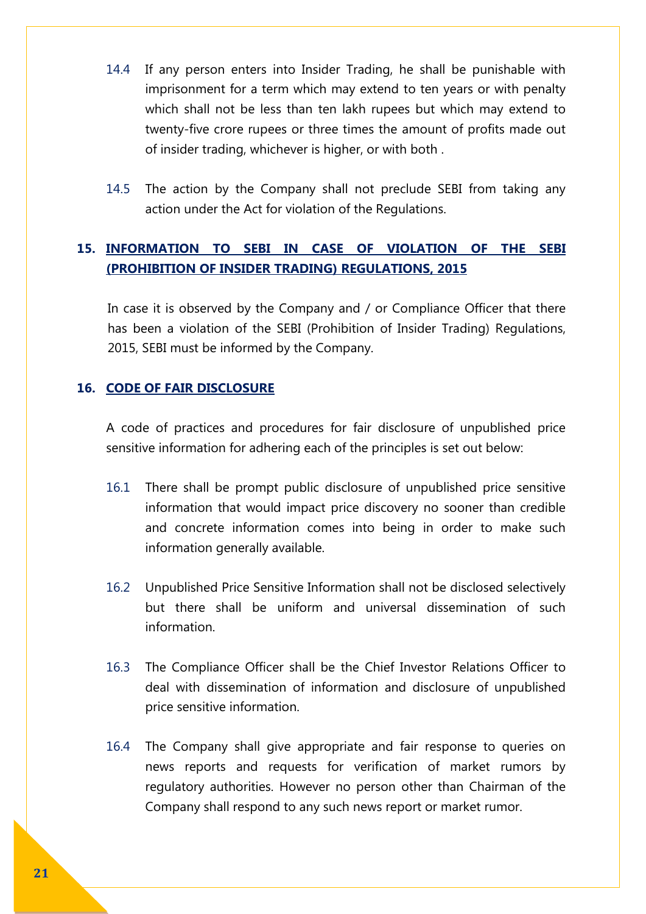14.4 If any person enters into Insider Trading, he shall be punishable with imprisonment for a term which may extend to ten years or with penalty which shall not be less than ten lakh rupees but which may extend to twenty-five crore rupees or three times the amount of profits made out of insider trading, whichever is higher, or with both .

14.5 The action by the Company shall not preclude SEBI from taking any action under the Act for violation of the Regulations.

## 15. INFORMATION TO SEBI IN CASE OF VIOLATION OF THE SEBI (PROHIBITION OF INSIDER TRADING) REGULATIONS, 2015

In case it is observed by the Company and / or Compliance Officer that there has been a violation of the SEBI (Prohibition of Insider Trading) Regulations, 2015, SEBI must be informed by the Company.

## 16. CODE OF FAIR DISCLOSURE

A code of practices and procedures for fair disclosure of unpublished price sensitive information for adhering each of the principles is set out below:

16.1 There shall be prompt public disclosure of unpublished price sensitive information that would impact price discovery no sooner than credible and concrete information comes into being in order to make such information generally available.

16.2 Unpublished Price Sensitive Information shall not be disclosed selectively but there shall be uniform and universal dissemination of such information.

16.3 The Compliance Officer shall be the Chief Investor Relations Officer to deal with dissemination of information and disclosure of unpublished price sensitive information.

16.4 The Company shall give appropriate and fair response to queries on news reports and requests for verification of market rumors by regulatory authorities. However no person other than Chairman of the Company shall respond to any such news report or market rumor.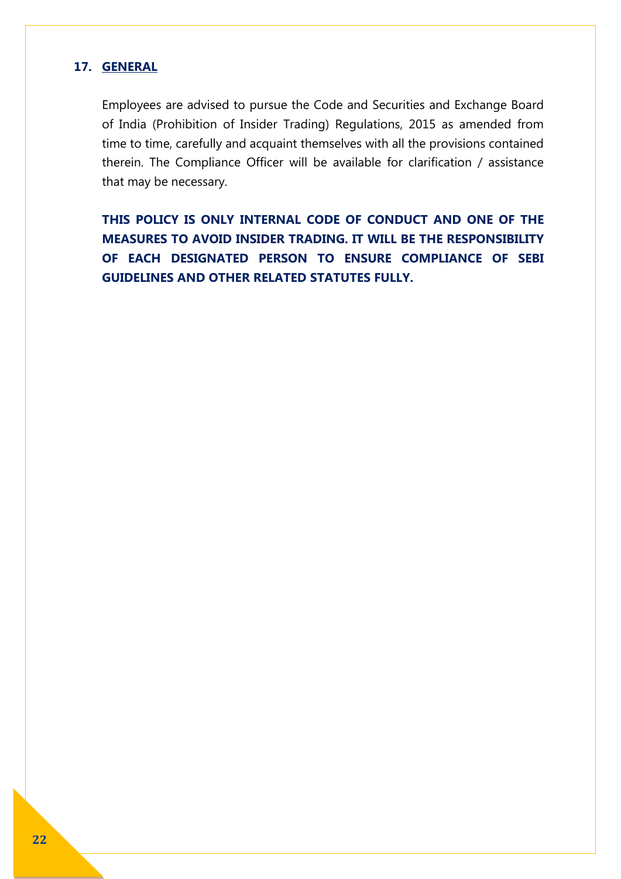## 17. GENERAL

Employees are advised to pursue the Code and Securities and Exchange Board of India (Prohibition of Insider Trading) Regulations, 2015 as amended from time to time, carefully and acquaint themselves with all the provisions contained therein. The Compliance Officer will be available for clarification / assistance that may be necessary.

**THIS POLICY IS ONLY INTERNAL CODE OF CONDUCT AND ONE OF THE MEASURES TO AVOID INSIDER TRADING. IT WILL BE THE RESPONSIBILITY OF EACH DESIGNATED PERSON TO ENSURE COMPLIANCE OF SEBI GUIDELINES AND OTHER RELATED STATUTES FULLY.**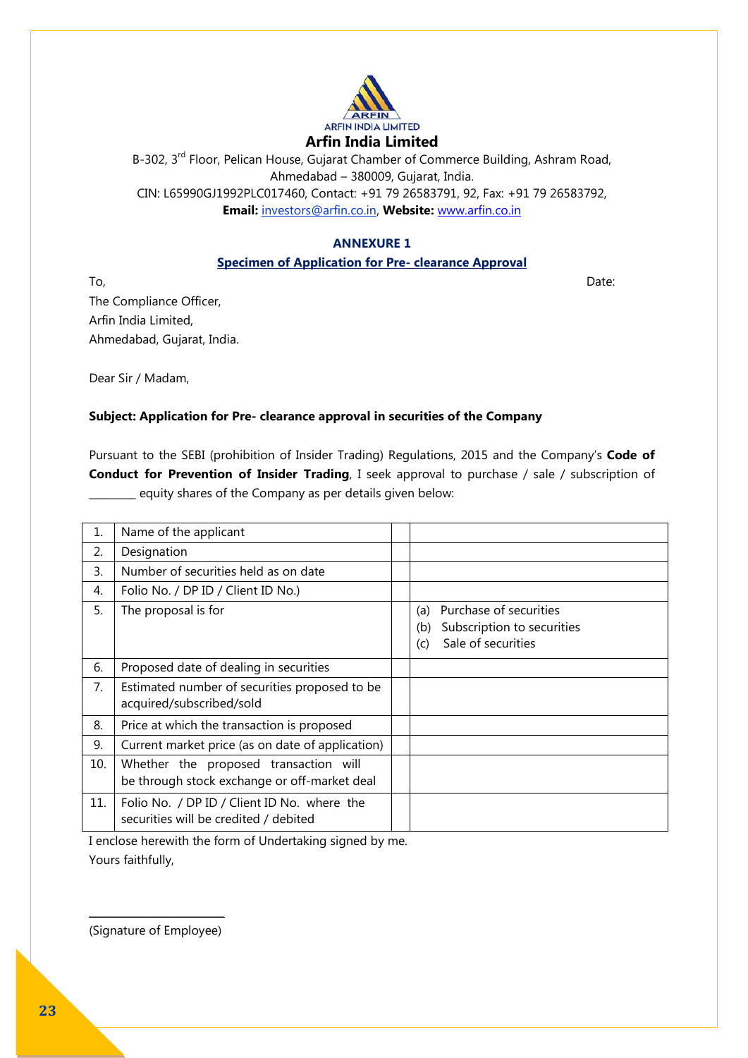ARFIN INDIA LIMITED

**Arfin India Limited**

B-302, 3rd Floor, Pelican House, Gujarat Chamber of Commerce Building, Ashram Road, Ahmedabad – 380009, Gujarat, India.
CIN: L65990GJ1992PLC017460, Contact: +91 79 26583791, 92, Fax: +91 79 26583792,
**Email:** investors@arfin.co.in, **Website:** www.arfin.co.in

## ANNEXURE 1

### Specimen of Application for Pre- clearance Approval

To, Date:

The Compliance Officer,
Arfin India Limited,
Ahmedabad, Gujarat, India.

Dear Sir / Madam,

**Subject: Application for Pre- clearance approval in securities of the Company**

Pursuant to the SEBI (prohibition of Insider Trading) Regulations, 2015 and the Company's **Code of Conduct for Prevention of Insider Trading**, I seek approval to purchase / sale / subscription of ________ equity shares of the Company as per details given below:

| | | | |
|---|---|---|---|
| 1. | Name of the applicant | | |
| 2. | Designation | | |
| 3. | Number of securities held as on date | | |
| 4. | Folio No. / DP ID / Client ID No.) | | |
| 5. | The proposal is for | | (a) Purchase of securities<br>(b) Subscription to securities<br>(c) Sale of securities |
| 6. | Proposed date of dealing in securities | | |
| 7. | Estimated number of securities proposed to be acquired/subscribed/sold | | |
| 8. | Price at which the transaction is proposed | | |
| 9. | Current market price (as on date of application) | | |
| 10. | Whether the proposed transaction will be through stock exchange or off-market deal | | |
| 11. | Folio No. / DP ID / Client ID No. where the securities will be credited / debited | | |

I enclose herewith the form of Undertaking signed by me.

Yours faithfully,

______________________

(Signature of Employee)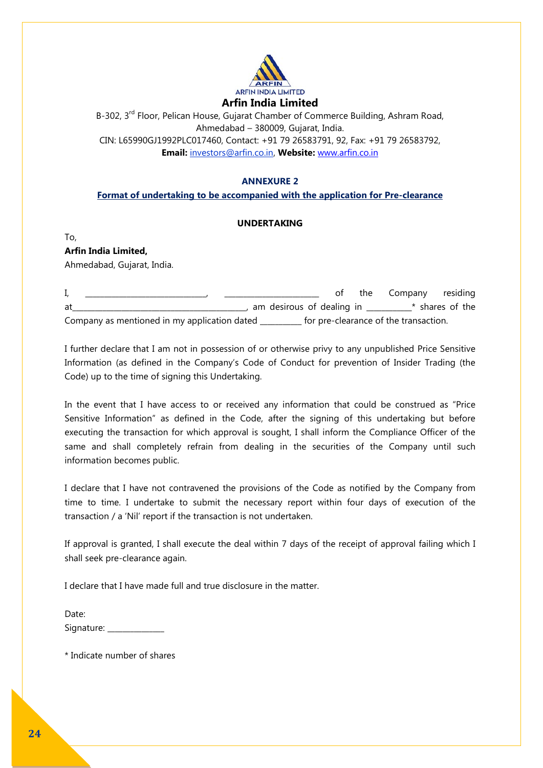ARFIN INDIA LIMITED

# Arfin India Limited

B-302, 3rd Floor, Pelican House, Gujarat Chamber of Commerce Building, Ashram Road, Ahmedabad – 380009, Gujarat, India.
CIN: L65990GJ1992PLC017460, Contact: +91 79 26583791, 92, Fax: +91 79 26583792,
**Email:** investors@arfin.co.in, **Website:** www.arfin.co.in

## ANNEXURE 2

**Format of undertaking to be accompanied with the application for Pre-clearance**

### UNDERTAKING

To,
**Arfin India Limited,**
Ahmedabad, Gujarat, India.

I, _____________________________, ______________________ of the Company residing at_________________________________________, am desirous of dealing in __________* shares of the Company as mentioned in my application dated _________ for pre-clearance of the transaction.

I further declare that I am not in possession of or otherwise privy to any unpublished Price Sensitive Information (as defined in the Company's Code of Conduct for prevention of Insider Trading (the Code) up to the time of signing this Undertaking.

In the event that I have access to or received any information that could be construed as "Price Sensitive Information" as defined in the Code, after the signing of this undertaking but before executing the transaction for which approval is sought, I shall inform the Compliance Officer of the same and shall completely refrain from dealing in the securities of the Company until such information becomes public.

I declare that I have not contravened the provisions of the Code as notified by the Company from time to time. I undertake to submit the necessary report within four days of execution of the transaction / a 'Nil' report if the transaction is not undertaken.

If approval is granted, I shall execute the deal within 7 days of the receipt of approval failing which I shall seek pre-clearance again.

I declare that I have made full and true disclosure in the matter.

Date:
Signature: _____________

* Indicate number of shares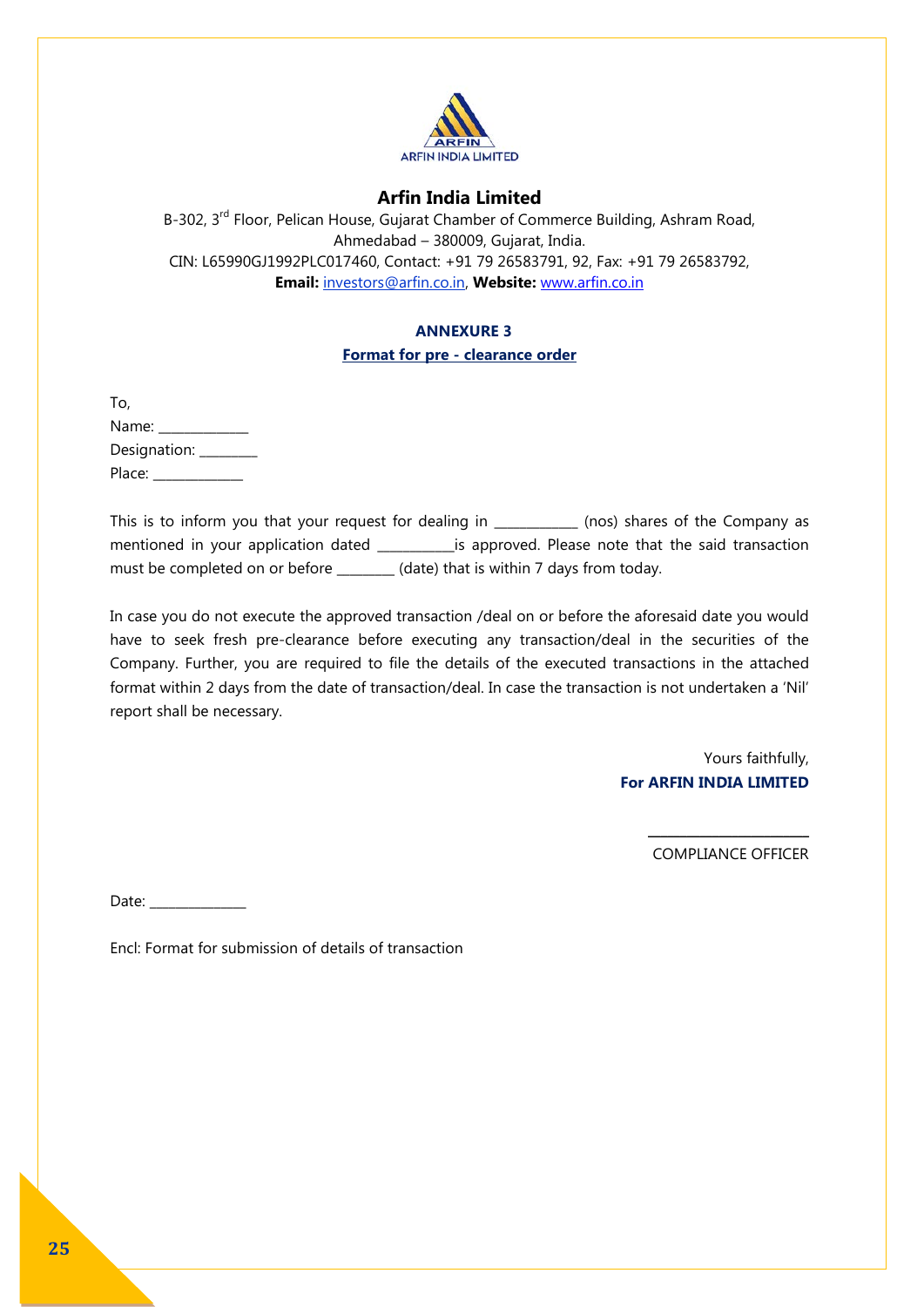ARFIN INDIA LIMITED

## Arfin India Limited

B-302, 3rd Floor, Pelican House, Gujarat Chamber of Commerce Building, Ashram Road, Ahmedabad – 380009, Gujarat, India.
CIN: L65990GJ1992PLC017460, Contact: +91 79 26583791, 92, Fax: +91 79 26583792,
**Email:** investors@arfin.co.in, **Website:** www.arfin.co.in

### ANNEXURE 3

**Format for pre - clearance order**

To,
Name: ____________
Designation: ________
Place: ____________

This is to inform you that your request for dealing in ___________ (nos) shares of the Company as mentioned in your application dated __________is approved. Please note that the said transaction must be completed on or before ________ (date) that is within 7 days from today.

In case you do not execute the approved transaction /deal on or before the aforesaid date you would have to seek fresh pre-clearance before executing any transaction/deal in the securities of the Company. Further, you are required to file the details of the executed transactions in the attached format within 2 days from the date of transaction/deal. In case the transaction is not undertaken a 'Nil' report shall be necessary.

Yours faithfully,
**For ARFIN INDIA LIMITED**

_____________________
COMPLIANCE OFFICER

Date: _____________

Encl: Format for submission of details of transaction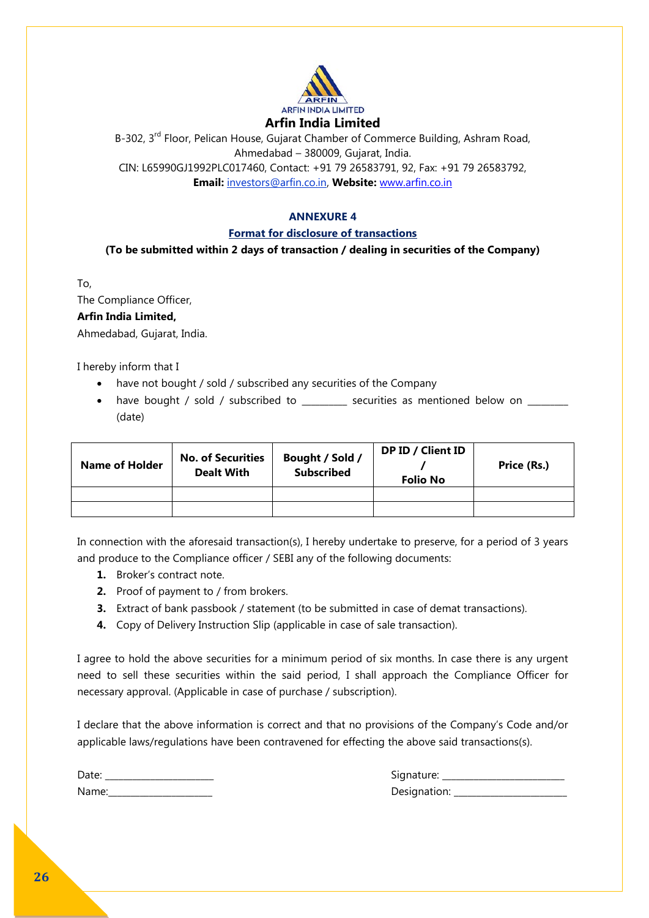ARFIN INDIA LIMITED

**Arfin India Limited**

B-302, 3rd Floor, Pelican House, Gujarat Chamber of Commerce Building, Ashram Road, Ahmedabad – 380009, Gujarat, India.
CIN: L65990GJ1992PLC017460, Contact: +91 79 26583791, 92, Fax: +91 79 26583792,
**Email:** investors@arfin.co.in, **Website:** www.arfin.co.in

## ANNEXURE 4

### Format for disclosure of transactions

**(To be submitted within 2 days of transaction / dealing in securities of the Company)**

To,
The Compliance Officer,
**Arfin India Limited,**
Ahmedabad, Gujarat, India.

I hereby inform that I

- have not bought / sold / subscribed any securities of the Company
- have bought / sold / subscribed to _________ securities as mentioned below on ________ (date)

| Name of Holder | No. of Securities Dealt With | Bought / Sold / Subscribed | DP ID / Client ID / Folio No | Price (Rs.) |
|---|---|---|---|---|
| | | | | |
| | | | | |

In connection with the aforesaid transaction(s), I hereby undertake to preserve, for a period of 3 years and produce to the Compliance officer / SEBI any of the following documents:

1. Broker's contract note.
2. Proof of payment to / from brokers.
3. Extract of bank passbook / statement (to be submitted in case of demat transactions).
4. Copy of Delivery Instruction Slip (applicable in case of sale transaction).

I agree to hold the above securities for a minimum period of six months. In case there is any urgent need to sell these securities within the said period, I shall approach the Compliance Officer for necessary approval. (Applicable in case of purchase / subscription).

I declare that the above information is correct and that no provisions of the Company's Code and/or applicable laws/regulations have been contravened for effecting the above said transactions(s).

Date: ______________________
Name:______________________

Signature: ________________________
Designation: _______________________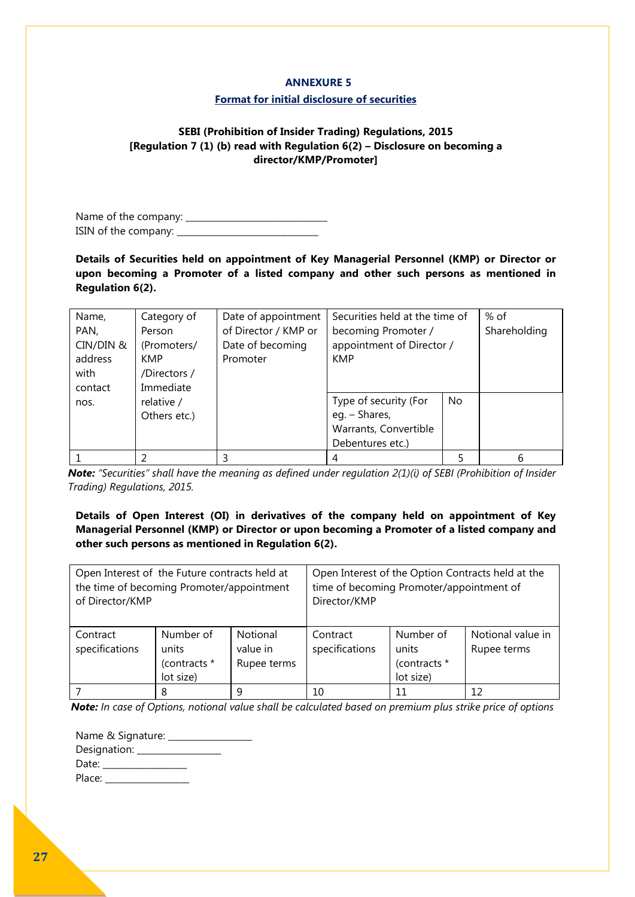## ANNEXURE 5

### Format for initial disclosure of securities

**SEBI (Prohibition of Insider Trading) Regulations, 2015**
**[Regulation 7 (1) (b) read with Regulation 6(2) – Disclosure on becoming a director/KMP/Promoter]**

Name of the company: ____________________________
ISIN of the company: ____________________________

**Details of Securities held on appointment of Key Managerial Personnel (KMP) or Director or upon becoming a Promoter of a listed company and other such persons as mentioned in Regulation 6(2).**

| Name, PAN, CIN/DIN & address with contact nos. | Category of Person (Promoters/ KMP /Directors / Immediate relative / Others etc.) | Date of appointment of Director / KMP or Date of becoming Promoter | Securities held at the time of becoming Promoter / appointment of Director / KMP | | % of Shareholding |
|---|---|---|---|---|---|
| | | | Type of security (For eg. – Shares, Warrants, Convertible Debentures etc.) | No | |
| 1 | 2 | 3 | 4 | 5 | 6 |

***Note:*** *"Securities" shall have the meaning as defined under regulation 2(1)(i) of SEBI (Prohibition of Insider Trading) Regulations, 2015.*

**Details of Open Interest (OI) in derivatives of the company held on appointment of Key Managerial Personnel (KMP) or Director or upon becoming a Promoter of a listed company and other such persons as mentioned in Regulation 6(2).**

| Open Interest of the Future contracts held at the time of becoming Promoter/appointment of Director/KMP | | | Open Interest of the Option Contracts held at the time of becoming Promoter/appointment of Director/KMP | | |
|---|---|---|---|---|---|
| Contract specifications | Number of units (contracts * lot size) | Notional value in Rupee terms | Contract specifications | Number of units (contracts * lot size) | Notional value in Rupee terms |
| 7 | 8 | 9 | 10 | 11 | 12 |

***Note:*** *In case of Options, notional value shall be calculated based on premium plus strike price of options*

Name & Signature: ________________
Designation: ________________
Date: ________________
Place: ________________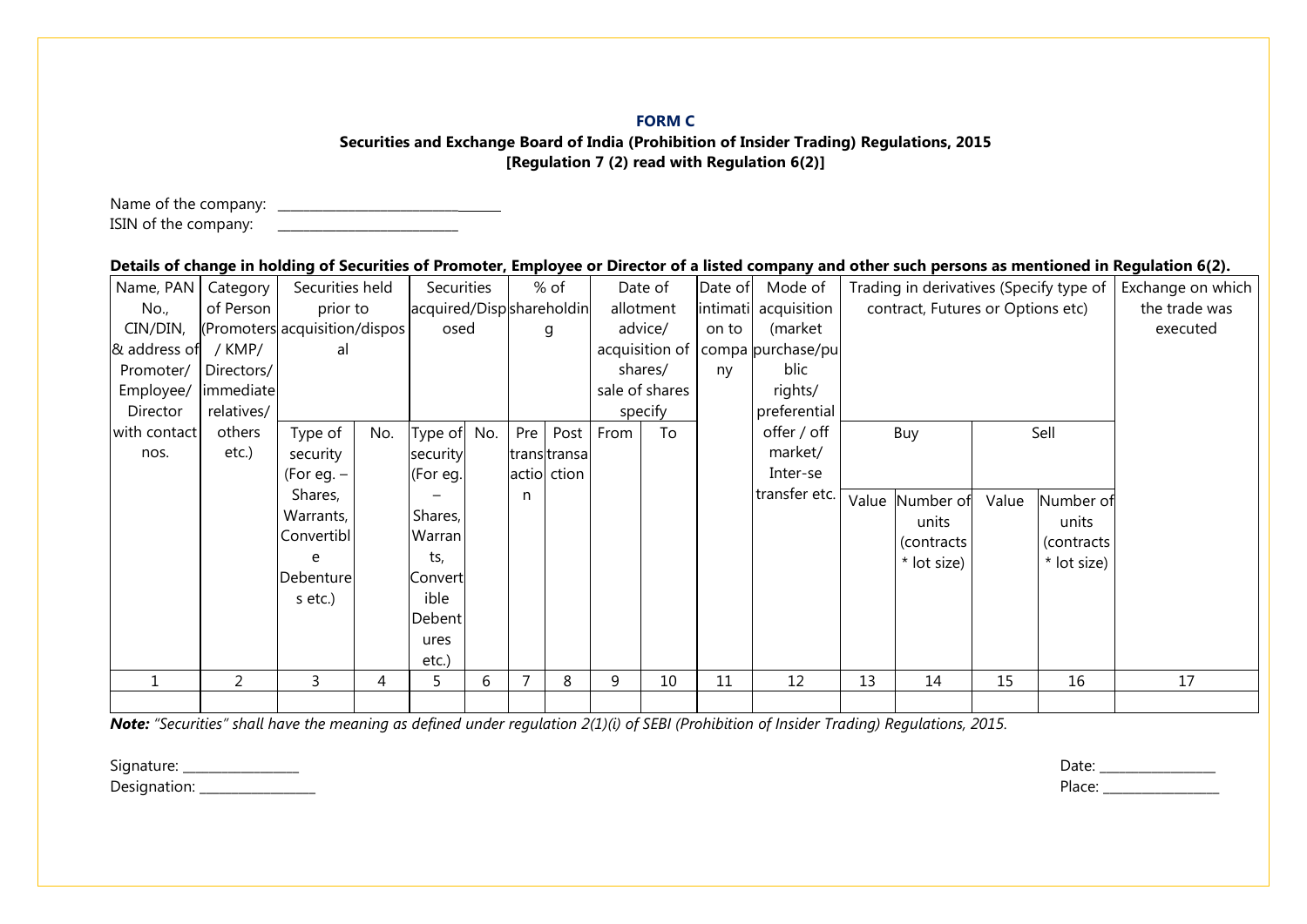**FORM C**

**Securities and Exchange Board of India (Prohibition of Insider Trading) Regulations, 2015**
**[Regulation 7 (2) read with Regulation 6(2)]**

Name of the company: ________________________________

ISIN of the company: __________________________

**Details of change in holding of Securities of Promoter, Employee or Director of a listed company and other such persons as mentioned in Regulation 6(2).**

| Name, PAN No., CIN/DIN, & address of Promoter/ Employee/ Director with contact nos. | Category of Person (Promoters / KMP/ Directors/ immediate relatives/ others etc.) | Securities held prior to acquisition/disposal | | Securities acquired/Disposed | | % of shareholding | | Date of allotment advice/ acquisition of shares/ sale of shares specify | | Date of intimation to company | Mode of acquisition (market purchase/public rights/ preferential offer / off market/ Inter-se transfer etc. | Trading in derivatives (Specify type of contract, Futures or Options etc) | | | | Exchange on which the trade was executed |
|---|---|---|---|---|---|---|---|---|---|---|---|---|---|---|---|---|
| | | Type of security (For eg. – Shares, Warrants, Convertible Debentures etc.) | No. | Type of security (For eg. – Shares, Warrants, Convertible Debentures etc.) | No. | Pre transaction | Post transaction | From | To | | | Buy | | Sell | | |
| | | | | | | | | | | | | Value | Number of units (contracts * lot size) | Value | Number of units (contracts * lot size) | |
| 1 | 2 | 3 | 4 | 5 | 6 | 7 | 8 | 9 | 10 | 11 | 12 | 13 | 14 | 15 | 16 | 17 |
| | | | | | | | | | | | | | | | | |

***Note:*** *"Securities" shall have the meaning as defined under regulation 2(1)(i) of SEBI (Prohibition of Insider Trading) Regulations, 2015.*

Signature: ________________

Designation: ________________

Date: ________________

Place: ________________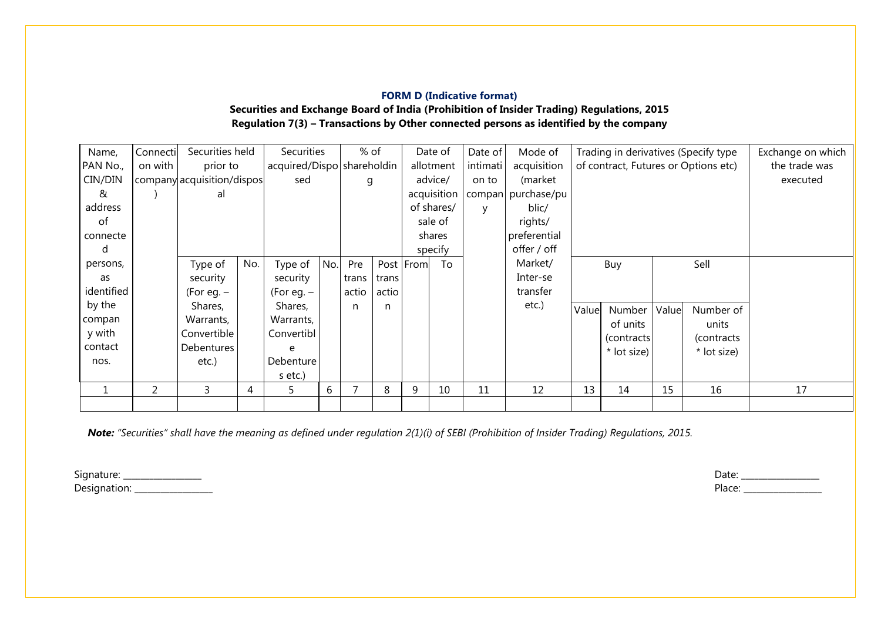**FORM D (Indicative format)**

**Securities and Exchange Board of India (Prohibition of Insider Trading) Regulations, 2015**

**Regulation 7(3) – Transactions by Other connected persons as identified by the company**

| Name, PAN No., CIN/DIN & address of connected persons, as identified by the company with contact nos. | Connection with company) | Securities held prior to acquisition/disposal | | Securities acquired/Disposed | | % of shareholding | | Date of allotment advice/ acquisition of shares/ sale of shares specify | | Date of intimation to company | Mode of acquisition (market purchase/public/ rights/ preferential offer / off Market/ Inter-se transfer etc.) | Trading in derivatives (Specify type of contract, Futures or Options etc) | | | | Exchange on which the trade was executed |
|---|---|---|---|---|---|---|---|---|---|---|---|---|---|---|---|---|
| | | Type of security (For eg. – Shares, Warrants, Convertible Debentures etc.) | No. | Type of security (For eg. – Shares, Warrants, Convertible Debentures etc.) | No. | Pre transaction | Post transaction | From | To | | | Buy | | Sell | | |
| | | | | | | | | | | | | Value | Number of units (contracts * lot size) | Value | Number of units (contracts * lot size) | |
| 1 | 2 | 3 | 4 | 5 | 6 | 7 | 8 | 9 | 10 | 11 | 12 | 13 | 14 | 15 | 16 | 17 |
| | | | | | | | | | | | | | | | | |

***Note:*** *"Securities" shall have the meaning as defined under regulation 2(1)(i) of SEBI (Prohibition of Insider Trading) Regulations, 2015.*

Signature: ________________

Designation: ________________

Date: ________________

Place: ________________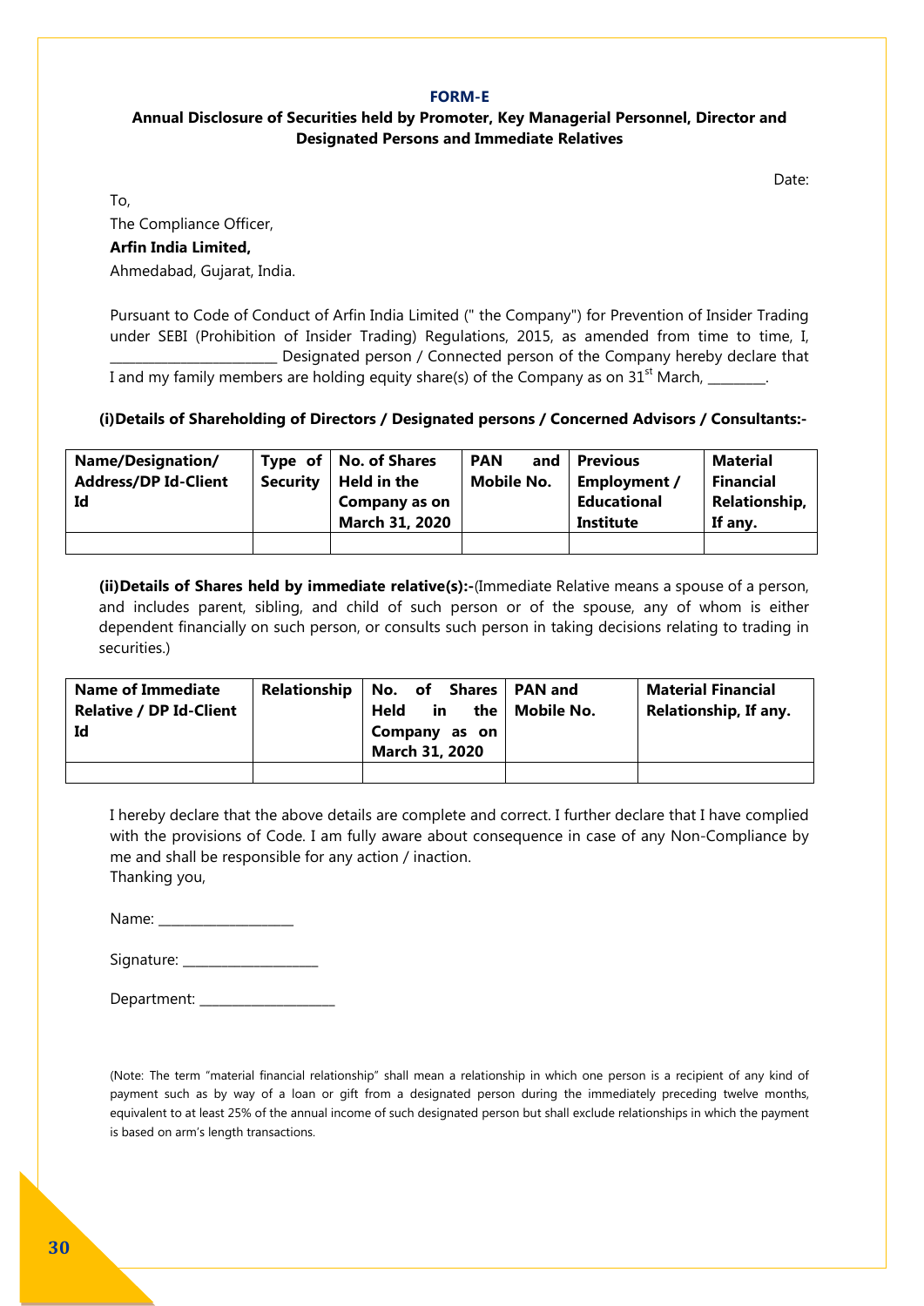# FORM-E

## Annual Disclosure of Securities held by Promoter, Key Managerial Personnel, Director and Designated Persons and Immediate Relatives

Date:

To,

The Compliance Officer,

**Arfin India Limited,**

Ahmedabad, Gujarat, India.

Pursuant to Code of Conduct of Arfin India Limited (" the Company") for Prevention of Insider Trading under SEBI (Prohibition of Insider Trading) Regulations, 2015, as amended from time to time, I, ________________________ Designated person / Connected person of the Company hereby declare that I and my family members are holding equity share(s) of the Company as on $31^{st}$ March, ________.

**(i)Details of Shareholding of Directors / Designated persons / Concerned Advisors / Consultants:-**

| Name/Designation/ Address/DP Id-Client Id | Type of Security | No. of Shares Held in the Company as on March 31, 2020 | PAN and Mobile No. | Previous Employment / Educational Institute | Material Financial Relationship, If any. |
|---|---|---|---|---|---|
| | | | | | |

**(ii)Details of Shares held by immediate relative(s):-**(Immediate Relative means a spouse of a person, and includes parent, sibling, and child of such person or of the spouse, any of whom is either dependent financially on such person, or consults such person in taking decisions relating to trading in securities.)

| Name of Immediate Relative / DP Id-Client Id | Relationship | No. of Shares Held in the Company as on March 31, 2020 | PAN and Mobile No. | Material Financial Relationship, If any. |
|---|---|---|---|---|
| | | | | |

I hereby declare that the above details are complete and correct. I further declare that I have complied with the provisions of Code. I am fully aware about consequence in case of any Non-Compliance by me and shall be responsible for any action / inaction.

Thanking you,

Name: ___________________

Signature: ___________________

Department: ___________________

(Note: The term "material financial relationship" shall mean a relationship in which one person is a recipient of any kind of payment such as by way of a loan or gift from a designated person during the immediately preceding twelve months, equivalent to at least 25% of the annual income of such designated person but shall exclude relationships in which the payment is based on arm's length transactions.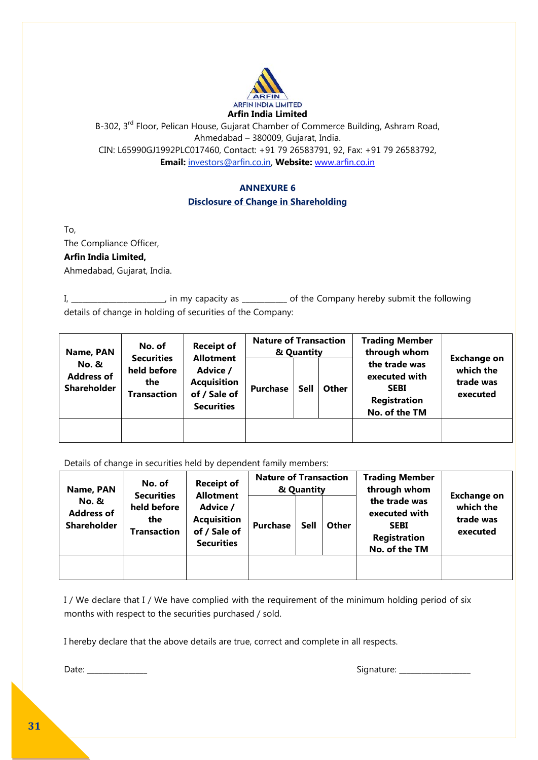ARFIN INDIA LIMITED

**Arfin India Limited**

B-302, 3rd Floor, Pelican House, Gujarat Chamber of Commerce Building, Ashram Road, Ahmedabad – 380009, Gujarat, India.
CIN: L65990GJ1992PLC017460, Contact: +91 79 26583791, 92, Fax: +91 79 26583792,
**Email:** investors@arfin.co.in, **Website:** www.arfin.co.in

## ANNEXURE 6

### Disclosure of Change in Shareholding

To,
The Compliance Officer,
**Arfin India Limited,**
Ahmedabad, Gujarat, India.

I, ______________________, in my capacity as __________ of the Company hereby submit the following details of change in holding of securities of the Company:

| Name, PAN No. & Address of Shareholder | No. of Securities held before the Transaction | Receipt of Allotment Advice / Acquisition of / Sale of Securities | Nature of Transaction & Quantity | | | Trading Member through whom the trade was executed with SEBI Registration No. of the TM | Exchange on which the trade was executed |
|---|---|---|---|---|---|---|---|
| | | | Purchase | Sell | Other | | |
| | | | | | | | |

Details of change in securities held by dependent family members:

| Name, PAN No. & Address of Shareholder | No. of Securities held before the Transaction | Receipt of Allotment Advice / Acquisition of / Sale of Securities | Nature of Transaction & Quantity | | | Trading Member through whom the trade was executed with SEBI Registration No. of the TM | Exchange on which the trade was executed |
|---|---|---|---|---|---|---|---|
| | | | Purchase | Sell | Other | | |
| | | | | | | | |

I / We declare that I / We have complied with the requirement of the minimum holding period of six months with respect to the securities purchased / sold.

I hereby declare that the above details are true, correct and complete in all respects.

Date: _______________ Signature: _________________